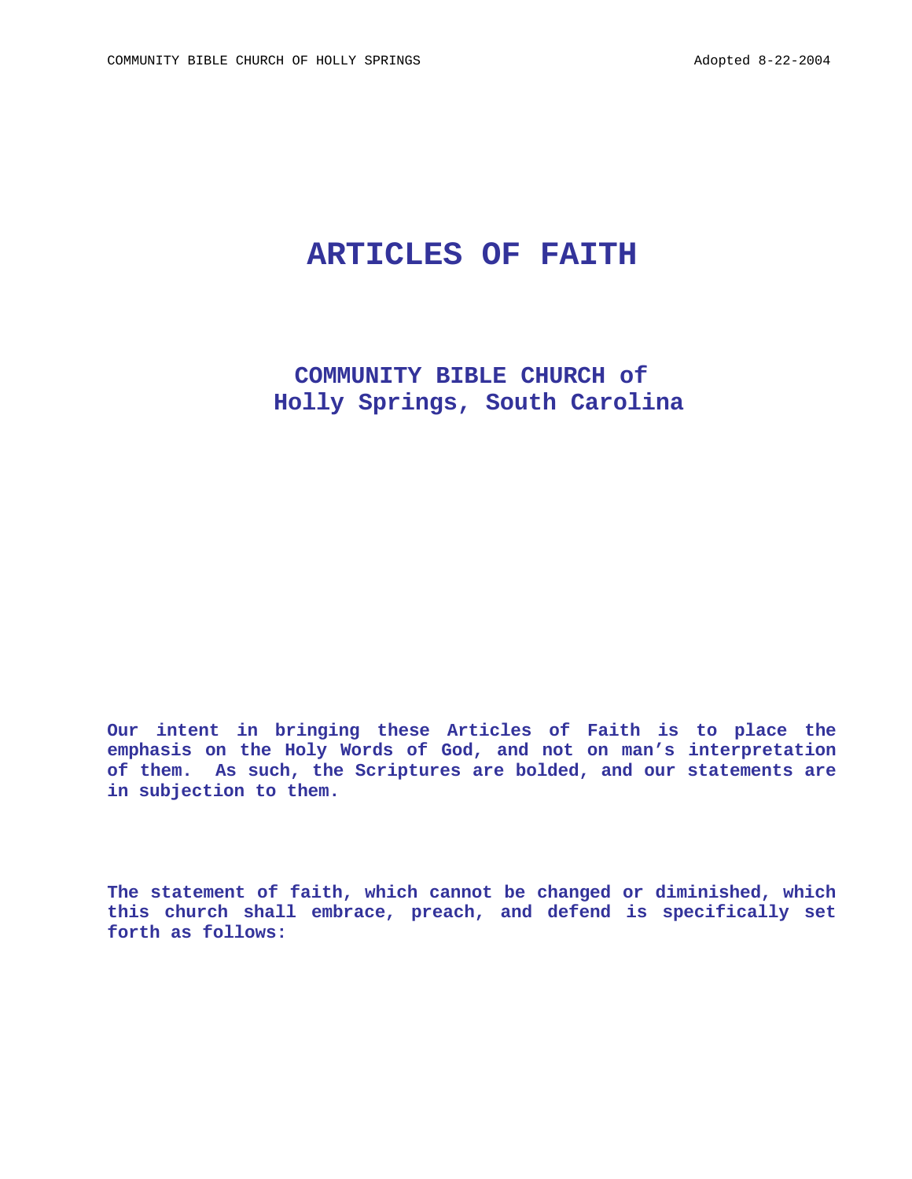# ARTICLES OF FAITH

## COMMUNITY BIBLE CHURCH of
## Holly Springs, South Carolina

**Our intent in bringing these Articles of Faith is to place the emphasis on the Holy Words of God, and not on man's interpretation of them. As such, the Scriptures are bolded, and our statements are in subjection to them.**

**The statement of faith, which cannot be changed or diminished, which this church shall embrace, preach, and defend is specifically set forth as follows:**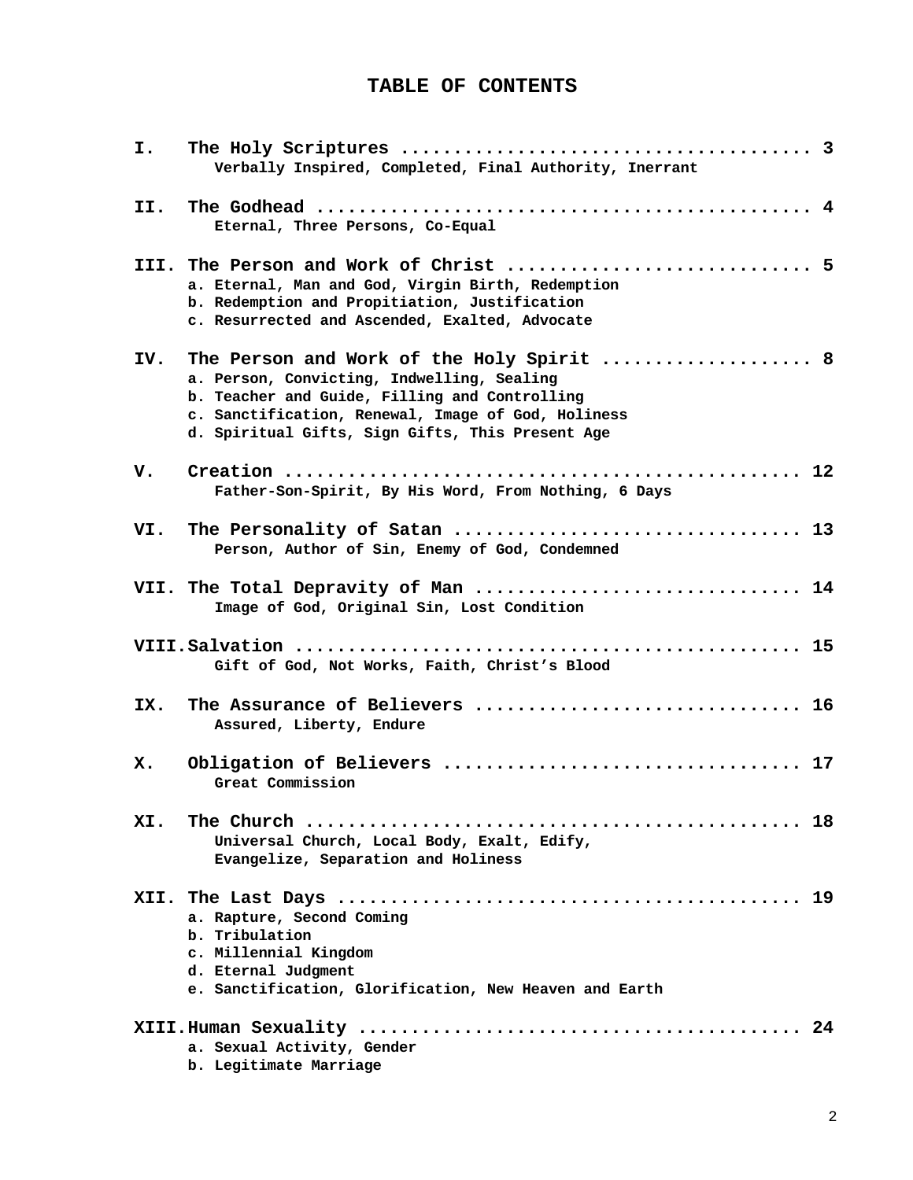# TABLE OF CONTENTS

**I. The Holy Scriptures ...................................... 3**
Verbally Inspired, Completed, Final Authority, Inerrant

**II. The Godhead .............................................. 4**
Eternal, Three Persons, Co-Equal

**III. The Person and Work of Christ ............................ 5**
a. Eternal, Man and God, Virgin Birth, Redemption
b. Redemption and Propitiation, Justification
c. Resurrected and Ascended, Exalted, Advocate

**IV. The Person and Work of the Holy Spirit ................... 8**
a. Person, Convicting, Indwelling, Sealing
b. Teacher and Guide, Filling and Controlling
c. Sanctification, Renewal, Image of God, Holiness
d. Spiritual Gifts, Sign Gifts, This Present Age

**V. Creation ................................................ 12**
Father-Son-Spirit, By His Word, From Nothing, 6 Days

**VI. The Personality of Satan ................................ 13**
Person, Author of Sin, Enemy of God, Condemned

**VII. The Total Depravity of Man ............................. 14**
Image of God, Original Sin, Lost Condition

**VIII. Salvation .............................................. 15**
Gift of God, Not Works, Faith, Christ's Blood

**IX. The Assurance of Believers .............................. 16**
Assured, Liberty, Endure

**X. Obligation of Believers ................................. 17**
Great Commission

**XI. The Church .............................................. 18**
Universal Church, Local Body, Exalt, Edify,
Evangelize, Separation and Holiness

**XII. The Last Days .......................................... 19**
a. Rapture, Second Coming
b. Tribulation
c. Millennial Kingdom
d. Eternal Judgment
e. Sanctification, Glorification, New Heaven and Earth

**XIII. Human Sexuality ........................................ 24**
a. Sexual Activity, Gender
b. Legitimate Marriage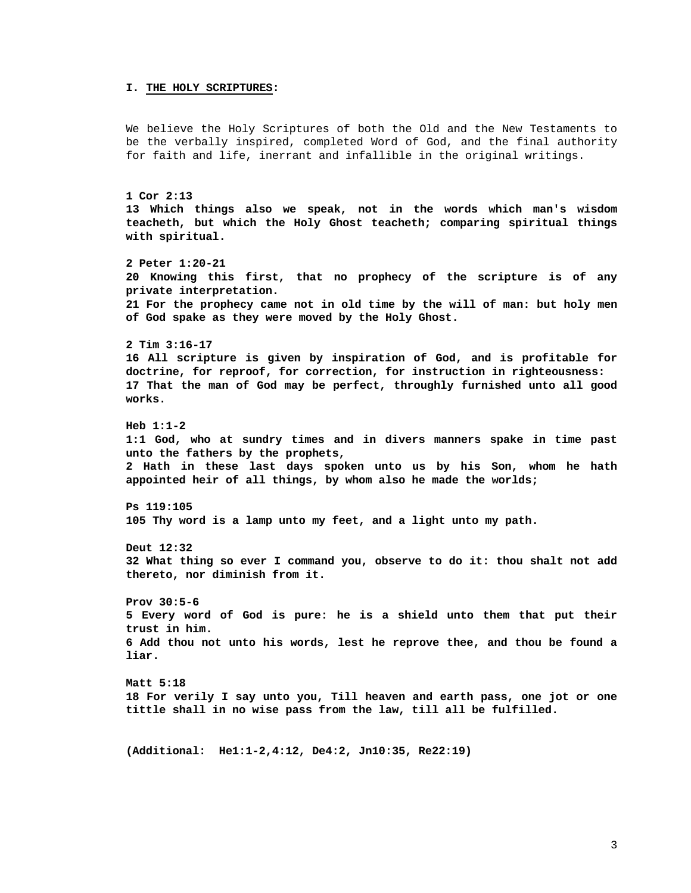## I. THE HOLY SCRIPTURES:

We believe the Holy Scriptures of both the Old and the New Testaments to be the verbally inspired, completed Word of God, and the final authority for faith and life, inerrant and infallible in the original writings.

**1 Cor 2:13**
**13 Which things also we speak, not in the words which man's wisdom teacheth, but which the Holy Ghost teacheth; comparing spiritual things with spiritual.**

**2 Peter 1:20-21**
**20 Knowing this first, that no prophecy of the scripture is of any private interpretation.**
**21 For the prophecy came not in old time by the will of man: but holy men of God spake as they were moved by the Holy Ghost.**

**2 Tim 3:16-17**
**16 All scripture is given by inspiration of God, and is profitable for doctrine, for reproof, for correction, for instruction in righteousness:**
**17 That the man of God may be perfect, throughly furnished unto all good works.**

**Heb 1:1-2**
**1:1 God, who at sundry times and in divers manners spake in time past unto the fathers by the prophets,**
**2 Hath in these last days spoken unto us by his Son, whom he hath appointed heir of all things, by whom also he made the worlds;**

**Ps 119:105**
**105 Thy word is a lamp unto my feet, and a light unto my path.**

**Deut 12:32**
**32 What thing so ever I command you, observe to do it: thou shalt not add thereto, nor diminish from it.**

**Prov 30:5-6**
**5 Every word of God is pure: he is a shield unto them that put their trust in him.**
**6 Add thou not unto his words, lest he reprove thee, and thou be found a liar.**

**Matt 5:18**
**18 For verily I say unto you, Till heaven and earth pass, one jot or one tittle shall in no wise pass from the law, till all be fulfilled.**

**(Additional: He1:1-2,4:12, De4:2, Jn10:35, Re22:19)**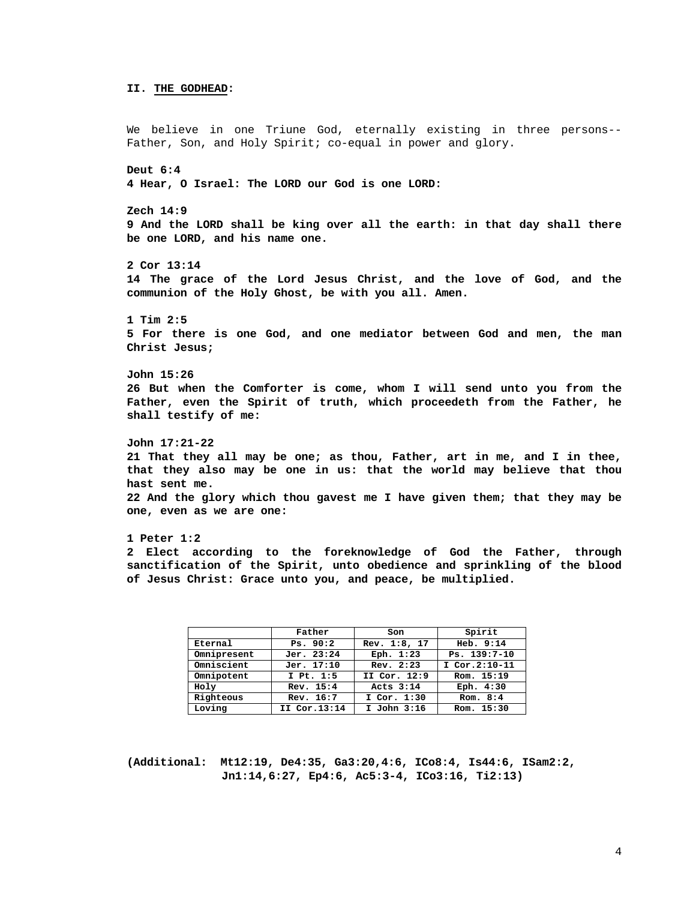## II. THE GODHEAD:

We believe in one Triune God, eternally existing in three persons--Father, Son, and Holy Spirit; co-equal in power and glory.

**Deut 6:4**
**4 Hear, O Israel: The LORD our God is one LORD:**

**Zech 14:9**
**9 And the LORD shall be king over all the earth: in that day shall there be one LORD, and his name one.**

**2 Cor 13:14**
**14 The grace of the Lord Jesus Christ, and the love of God, and the communion of the Holy Ghost, be with you all. Amen.**

**1 Tim 2:5**
**5 For there is one God, and one mediator between God and men, the man Christ Jesus;**

**John 15:26**
**26 But when the Comforter is come, whom I will send unto you from the Father, even the Spirit of truth, which proceedeth from the Father, he shall testify of me:**

**John 17:21-22**
**21 That they all may be one; as thou, Father, art in me, and I in thee, that they also may be one in us: that the world may believe that thou hast sent me.**
**22 And the glory which thou gavest me I have given them; that they may be one, even as we are one:**

**1 Peter 1:2**
**2 Elect according to the foreknowledge of God the Father, through sanctification of the Spirit, unto obedience and sprinkling of the blood of Jesus Christ: Grace unto you, and peace, be multiplied.**

| | Father | Son | Spirit |
|---|---|---|---|
| Eternal | Ps. 90:2 | Rev. 1:8, 17 | Heb. 9:14 |
| Omnipresent | Jer. 23:24 | Eph. 1:23 | Ps. 139:7-10 |
| Omniscient | Jer. 17:10 | Rev. 2:23 | I Cor.2:10-11 |
| Omnipotent | I Pt. 1:5 | II Cor. 12:9 | Rom. 15:19 |
| Holy | Rev. 15:4 | Acts 3:14 | Eph. 4:30 |
| Righteous | Rev. 16:7 | I Cor. 1:30 | Rom. 8:4 |
| Loving | II Cor.13:14 | I John 3:16 | Rom. 15:30 |

**(Additional: Mt12:19, De4:35, Ga3:20,4:6, ICo8:4, Is44:6, ISam2:2, Jn1:14,6:27, Ep4:6, Ac5:3-4, ICo3:16, Ti2:13)**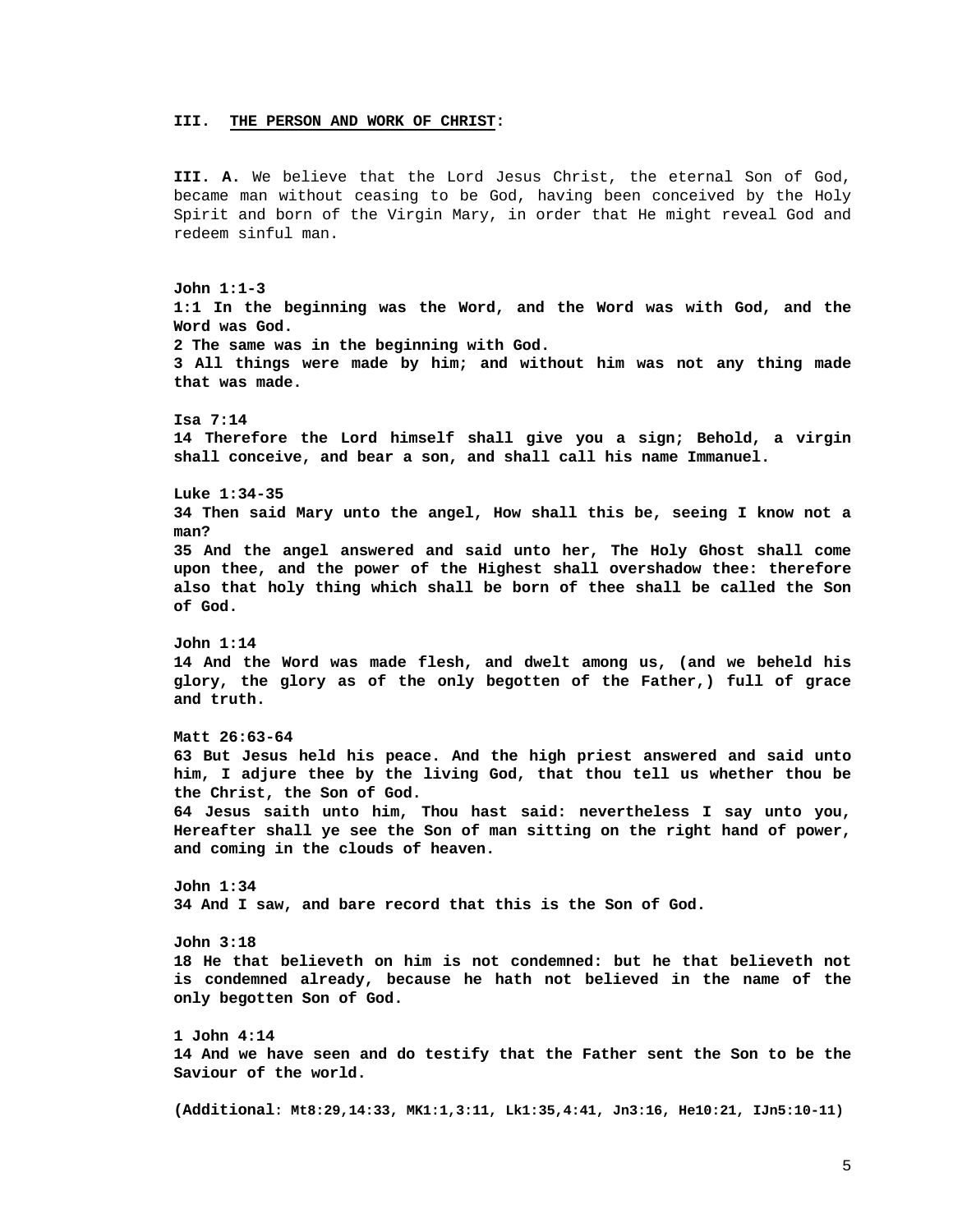## III. <u>THE PERSON AND WORK OF CHRIST</u>:

**III. A.** We believe that the Lord Jesus Christ, the eternal Son of God, became man without ceasing to be God, having been conceived by the Holy Spirit and born of the Virgin Mary, in order that He might reveal God and redeem sinful man.

**John 1:1-3**
**1:1 In the beginning was the Word, and the Word was with God, and the Word was God.**
**2 The same was in the beginning with God.**
**3 All things were made by him; and without him was not any thing made that was made.**

**Isa 7:14**
**14 Therefore the Lord himself shall give you a sign; Behold, a virgin shall conceive, and bear a son, and shall call his name Immanuel.**

**Luke 1:34-35**
**34 Then said Mary unto the angel, How shall this be, seeing I know not a man?**
**35 And the angel answered and said unto her, The Holy Ghost shall come upon thee, and the power of the Highest shall overshadow thee: therefore also that holy thing which shall be born of thee shall be called the Son of God.**

**John 1:14**
**14 And the Word was made flesh, and dwelt among us, (and we beheld his glory, the glory as of the only begotten of the Father,) full of grace and truth.**

**Matt 26:63-64**
**63 But Jesus held his peace. And the high priest answered and said unto him, I adjure thee by the living God, that thou tell us whether thou be the Christ, the Son of God.**
**64 Jesus saith unto him, Thou hast said: nevertheless I say unto you, Hereafter shall ye see the Son of man sitting on the right hand of power, and coming in the clouds of heaven.**

**John 1:34**
**34 And I saw, and bare record that this is the Son of God.**

**John 3:18**
**18 He that believeth on him is not condemned: but he that believeth not is condemned already, because he hath not believed in the name of the only begotten Son of God.**

**1 John 4:14**
**14 And we have seen and do testify that the Father sent the Son to be the Saviour of the world.**

**(Additional: Mt8:29,14:33, MK1:1,3:11, Lk1:35,4:41, Jn3:16, He10:21, IJn5:10-11)**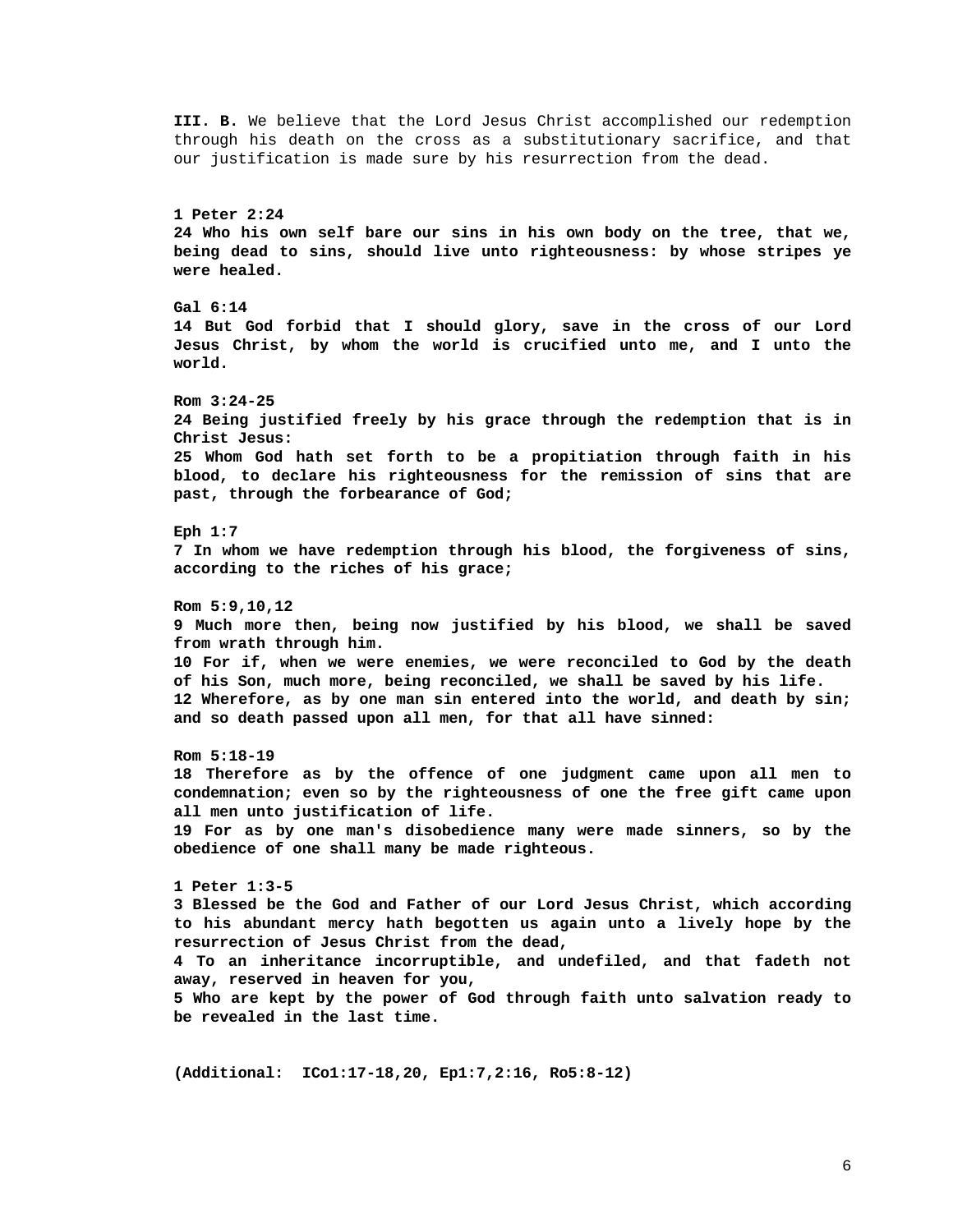**III. B.** We believe that the Lord Jesus Christ accomplished our redemption through his death on the cross as a substitutionary sacrifice, and that our justification is made sure by his resurrection from the dead.

**1 Peter 2:24**
**24 Who his own self bare our sins in his own body on the tree, that we, being dead to sins, should live unto righteousness: by whose stripes ye were healed.**

**Gal 6:14**
**14 But God forbid that I should glory, save in the cross of our Lord Jesus Christ, by whom the world is crucified unto me, and I unto the world.**

**Rom 3:24-25**
**24 Being justified freely by his grace through the redemption that is in Christ Jesus:**
**25 Whom God hath set forth to be a propitiation through faith in his blood, to declare his righteousness for the remission of sins that are past, through the forbearance of God;**

**Eph 1:7**
**7 In whom we have redemption through his blood, the forgiveness of sins, according to the riches of his grace;**

**Rom 5:9,10,12**
**9 Much more then, being now justified by his blood, we shall be saved from wrath through him.**
**10 For if, when we were enemies, we were reconciled to God by the death of his Son, much more, being reconciled, we shall be saved by his life.**
**12 Wherefore, as by one man sin entered into the world, and death by sin; and so death passed upon all men, for that all have sinned:**

**Rom 5:18-19**
**18 Therefore as by the offence of one judgment came upon all men to condemnation; even so by the righteousness of one the free gift came upon all men unto justification of life.**
**19 For as by one man's disobedience many were made sinners, so by the obedience of one shall many be made righteous.**

**1 Peter 1:3-5**
**3 Blessed be the God and Father of our Lord Jesus Christ, which according to his abundant mercy hath begotten us again unto a lively hope by the resurrection of Jesus Christ from the dead,**
**4 To an inheritance incorruptible, and undefiled, and that fadeth not away, reserved in heaven for you,**
**5 Who are kept by the power of God through faith unto salvation ready to be revealed in the last time.**

**(Additional: ICo1:17-18,20, Ep1:7,2:16, Ro5:8-12)**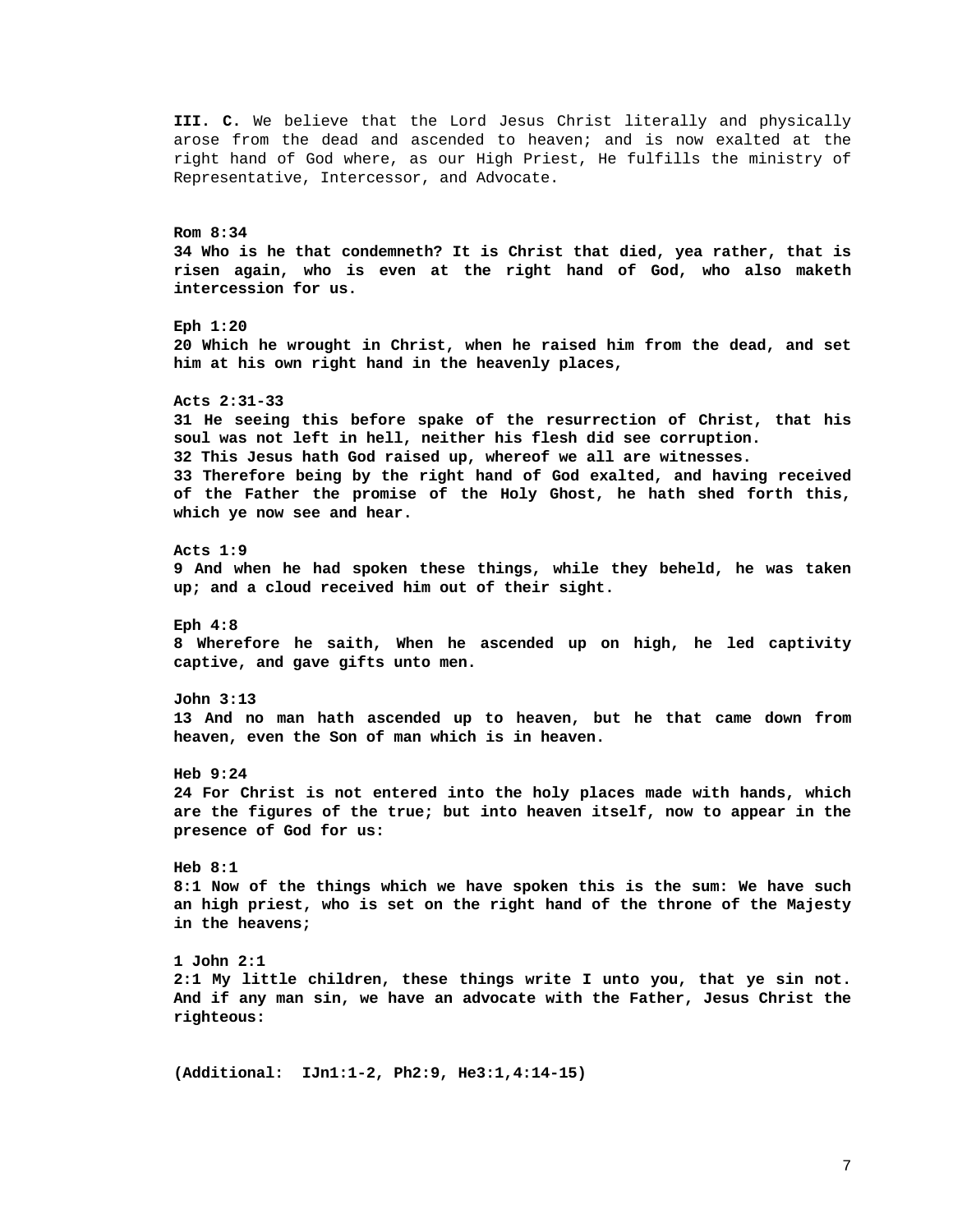**III. C.** We believe that the Lord Jesus Christ literally and physically arose from the dead and ascended to heaven; and is now exalted at the right hand of God where, as our High Priest, He fulfills the ministry of Representative, Intercessor, and Advocate.

**Rom 8:34**
**34 Who is he that condemneth? It is Christ that died, yea rather, that is risen again, who is even at the right hand of God, who also maketh intercession for us.**

**Eph 1:20**
**20 Which he wrought in Christ, when he raised him from the dead, and set him at his own right hand in the heavenly places,**

**Acts 2:31-33**
**31 He seeing this before spake of the resurrection of Christ, that his soul was not left in hell, neither his flesh did see corruption.**
**32 This Jesus hath God raised up, whereof we all are witnesses.**
**33 Therefore being by the right hand of God exalted, and having received of the Father the promise of the Holy Ghost, he hath shed forth this, which ye now see and hear.**

**Acts 1:9**
**9 And when he had spoken these things, while they beheld, he was taken up; and a cloud received him out of their sight.**

**Eph 4:8**
**8 Wherefore he saith, When he ascended up on high, he led captivity captive, and gave gifts unto men.**

**John 3:13**
**13 And no man hath ascended up to heaven, but he that came down from heaven, even the Son of man which is in heaven.**

**Heb 9:24**
**24 For Christ is not entered into the holy places made with hands, which are the figures of the true; but into heaven itself, now to appear in the presence of God for us:**

**Heb 8:1**
**8:1 Now of the things which we have spoken this is the sum: We have such an high priest, who is set on the right hand of the throne of the Majesty in the heavens;**

**1 John 2:1**
**2:1 My little children, these things write I unto you, that ye sin not. And if any man sin, we have an advocate with the Father, Jesus Christ the righteous:**

**(Additional: IJn1:1-2, Ph2:9, He3:1,4:14-15)**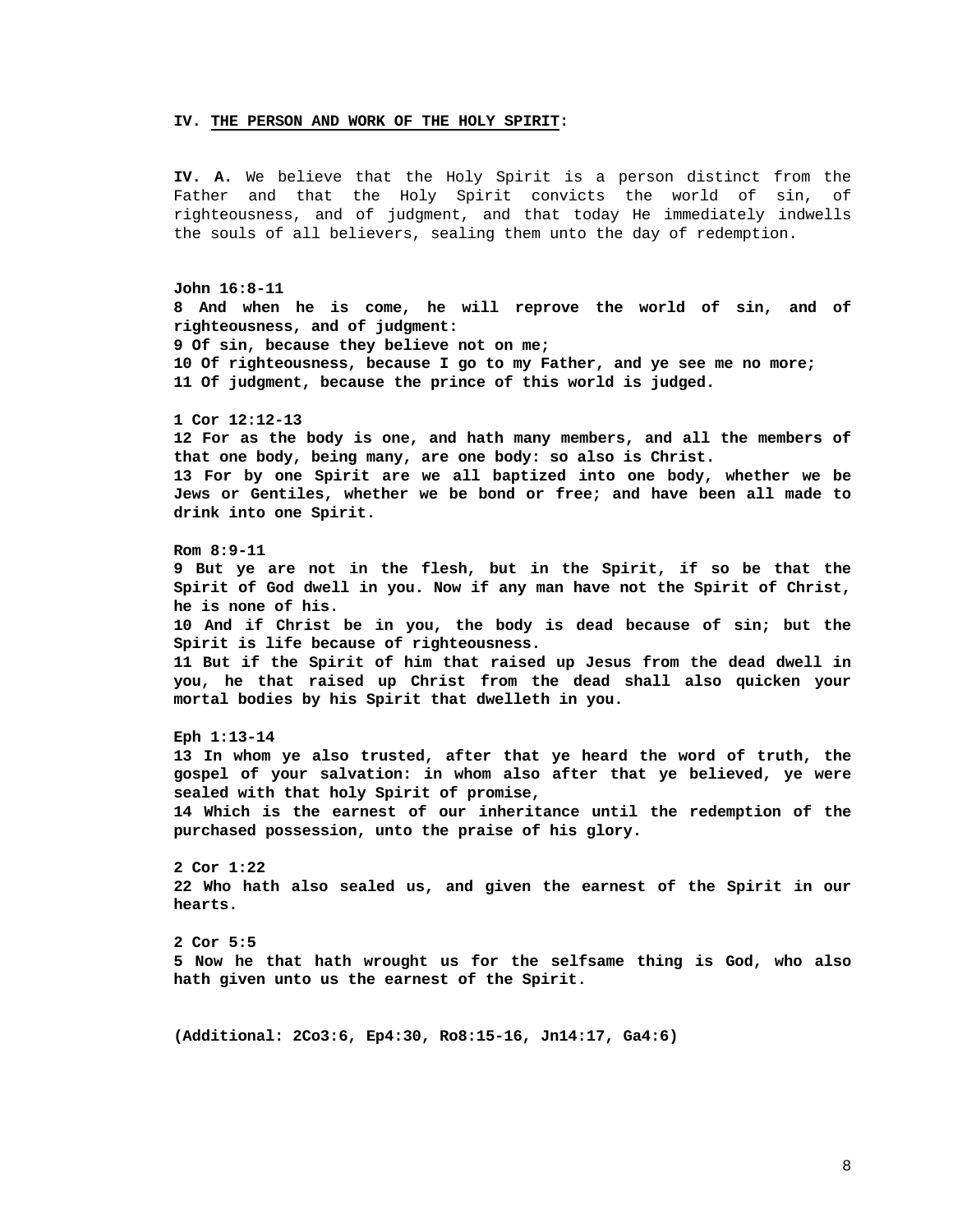**IV. THE PERSON AND WORK OF THE HOLY SPIRIT:**

**IV. A.** We believe that the Holy Spirit is a person distinct from the Father and that the Holy Spirit convicts the world of sin, of righteousness, and of judgment, and that today He immediately indwells the souls of all believers, sealing them unto the day of redemption.

**John 16:8-11**
**8 And when he is come, he will reprove the world of sin, and of righteousness, and of judgment:**
**9 Of sin, because they believe not on me;**
**10 Of righteousness, because I go to my Father, and ye see me no more;**
**11 Of judgment, because the prince of this world is judged.**

**1 Cor 12:12-13**
**12 For as the body is one, and hath many members, and all the members of that one body, being many, are one body: so also is Christ.**
**13 For by one Spirit are we all baptized into one body, whether we be Jews or Gentiles, whether we be bond or free; and have been all made to drink into one Spirit.**

**Rom 8:9-11**
**9 But ye are not in the flesh, but in the Spirit, if so be that the Spirit of God dwell in you. Now if any man have not the Spirit of Christ, he is none of his.**
**10 And if Christ be in you, the body is dead because of sin; but the Spirit is life because of righteousness.**
**11 But if the Spirit of him that raised up Jesus from the dead dwell in you, he that raised up Christ from the dead shall also quicken your mortal bodies by his Spirit that dwelleth in you.**

**Eph 1:13-14**
**13 In whom ye also trusted, after that ye heard the word of truth, the gospel of your salvation: in whom also after that ye believed, ye were sealed with that holy Spirit of promise,**
**14 Which is the earnest of our inheritance until the redemption of the purchased possession, unto the praise of his glory.**

**2 Cor 1:22**
**22 Who hath also sealed us, and given the earnest of the Spirit in our hearts.**

**2 Cor 5:5**
**5 Now he that hath wrought us for the selfsame thing is God, who also hath given unto us the earnest of the Spirit.**

**(Additional: 2Co3:6, Ep4:30, Ro8:15-16, Jn14:17, Ga4:6)**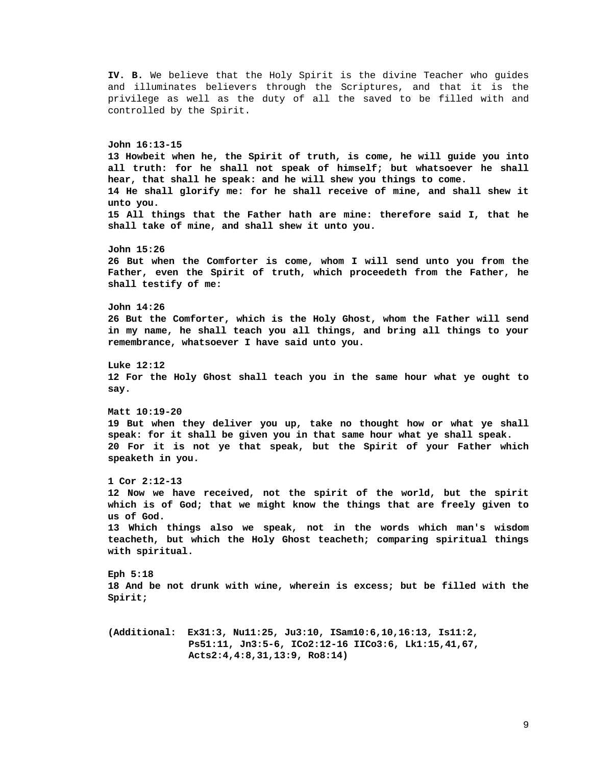**IV. B.** We believe that the Holy Spirit is the divine Teacher who guides and illuminates believers through the Scriptures, and that it is the privilege as well as the duty of all the saved to be filled with and controlled by the Spirit.

**John 16:13-15**
**13 Howbeit when he, the Spirit of truth, is come, he will guide you into all truth: for he shall not speak of himself; but whatsoever he shall hear, that shall he speak: and he will shew you things to come.**
**14 He shall glorify me: for he shall receive of mine, and shall shew it unto you.**
**15 All things that the Father hath are mine: therefore said I, that he shall take of mine, and shall shew it unto you.**

**John 15:26**
**26 But when the Comforter is come, whom I will send unto you from the Father, even the Spirit of truth, which proceedeth from the Father, he shall testify of me:**

**John 14:26**
**26 But the Comforter, which is the Holy Ghost, whom the Father will send in my name, he shall teach you all things, and bring all things to your remembrance, whatsoever I have said unto you.**

**Luke 12:12**
**12 For the Holy Ghost shall teach you in the same hour what ye ought to say.**

**Matt 10:19-20**
**19 But when they deliver you up, take no thought how or what ye shall speak: for it shall be given you in that same hour what ye shall speak.**
**20 For it is not ye that speak, but the Spirit of your Father which speaketh in you.**

**1 Cor 2:12-13**
**12 Now we have received, not the spirit of the world, but the spirit which is of God; that we might know the things that are freely given to us of God.**
**13 Which things also we speak, not in the words which man's wisdom teacheth, but which the Holy Ghost teacheth; comparing spiritual things with spiritual.**

**Eph 5:18**
**18 And be not drunk with wine, wherein is excess; but be filled with the Spirit;**

**(Additional: Ex31:3, Nu11:25, Ju3:10, ISam10:6,10,16:13, Is11:2, Ps51:11, Jn3:5-6, ICo2:12-16 IICo3:6, Lk1:15,41,67, Acts2:4,4:8,31,13:9, Ro8:14)**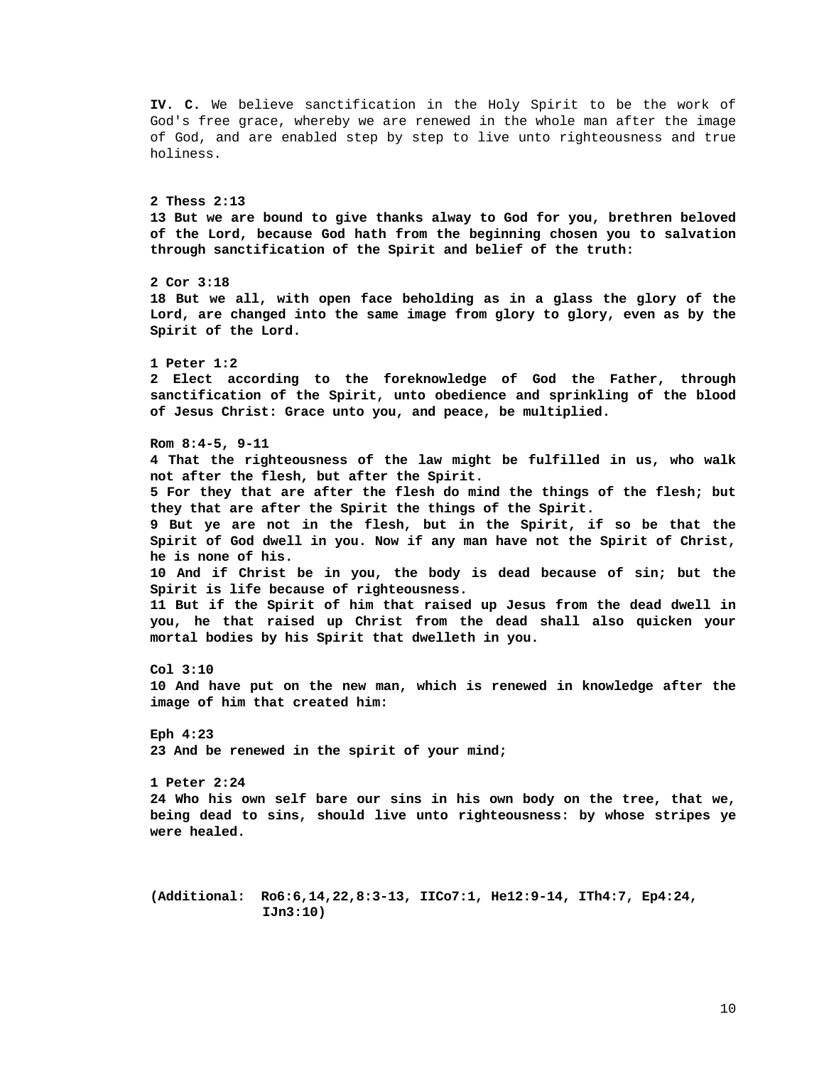**IV. C.** We believe sanctification in the Holy Spirit to be the work of God's free grace, whereby we are renewed in the whole man after the image of God, and are enabled step by step to live unto righteousness and true holiness.

**2 Thess 2:13**
**13 But we are bound to give thanks alway to God for you, brethren beloved of the Lord, because God hath from the beginning chosen you to salvation through sanctification of the Spirit and belief of the truth:**

**2 Cor 3:18**
**18 But we all, with open face beholding as in a glass the glory of the Lord, are changed into the same image from glory to glory, even as by the Spirit of the Lord.**

**1 Peter 1:2**
**2 Elect according to the foreknowledge of God the Father, through sanctification of the Spirit, unto obedience and sprinkling of the blood of Jesus Christ: Grace unto you, and peace, be multiplied.**

**Rom 8:4-5, 9-11**
**4 That the righteousness of the law might be fulfilled in us, who walk not after the flesh, but after the Spirit.**
**5 For they that are after the flesh do mind the things of the flesh; but they that are after the Spirit the things of the Spirit.**
**9 But ye are not in the flesh, but in the Spirit, if so be that the Spirit of God dwell in you. Now if any man have not the Spirit of Christ, he is none of his.**
**10 And if Christ be in you, the body is dead because of sin; but the Spirit is life because of righteousness.**
**11 But if the Spirit of him that raised up Jesus from the dead dwell in you, he that raised up Christ from the dead shall also quicken your mortal bodies by his Spirit that dwelleth in you.**

**Col 3:10**
**10 And have put on the new man, which is renewed in knowledge after the image of him that created him:**

**Eph 4:23**
**23 And be renewed in the spirit of your mind;**

**1 Peter 2:24**
**24 Who his own self bare our sins in his own body on the tree, that we, being dead to sins, should live unto righteousness: by whose stripes ye were healed.**

**(Additional: Ro6:6,14,22,8:3-13, IICo7:1, He12:9-14, ITh4:7, Ep4:24, IJn3:10)**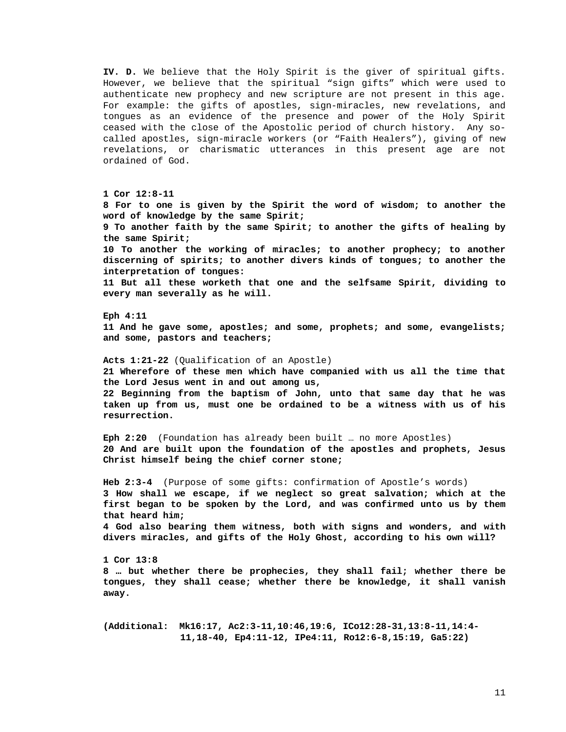**IV. D.** We believe that the Holy Spirit is the giver of spiritual gifts. However, we believe that the spiritual "sign gifts" which were used to authenticate new prophecy and new scripture are not present in this age. For example: the gifts of apostles, sign-miracles, new revelations, and tongues as an evidence of the presence and power of the Holy Spirit ceased with the close of the Apostolic period of church history. Any so-called apostles, sign-miracle workers (or "Faith Healers"), giving of new revelations, or charismatic utterances in this present age are not ordained of God.

**1 Cor 12:8-11**
**8 For to one is given by the Spirit the word of wisdom; to another the word of knowledge by the same Spirit;**
**9 To another faith by the same Spirit; to another the gifts of healing by the same Spirit;**
**10 To another the working of miracles; to another prophecy; to another discerning of spirits; to another divers kinds of tongues; to another the interpretation of tongues:**
**11 But all these worketh that one and the selfsame Spirit, dividing to every man severally as he will.**

**Eph 4:11**
**11 And he gave some, apostles; and some, prophets; and some, evangelists; and some, pastors and teachers;**

**Acts 1:21-22** (Qualification of an Apostle)
**21 Wherefore of these men which have companied with us all the time that the Lord Jesus went in and out among us,**
**22 Beginning from the baptism of John, unto that same day that he was taken up from us, must one be ordained to be a witness with us of his resurrection.**

**Eph 2:20** (Foundation has already been built … no more Apostles)
**20 And are built upon the foundation of the apostles and prophets, Jesus Christ himself being the chief corner stone;**

**Heb 2:3-4** (Purpose of some gifts: confirmation of Apostle's words)
**3 How shall we escape, if we neglect so great salvation; which at the first began to be spoken by the Lord, and was confirmed unto us by them that heard him;**
**4 God also bearing them witness, both with signs and wonders, and with divers miracles, and gifts of the Holy Ghost, according to his own will?**

**1 Cor 13:8**
**8 … but whether there be prophecies, they shall fail; whether there be tongues, they shall cease; whether there be knowledge, it shall vanish away.**

**(Additional: Mk16:17, Ac2:3-11,10:46,19:6, ICo12:28-31,13:8-11,14:4-11,18-40, Ep4:11-12, IPe4:11, Ro12:6-8,15:19, Ga5:22)**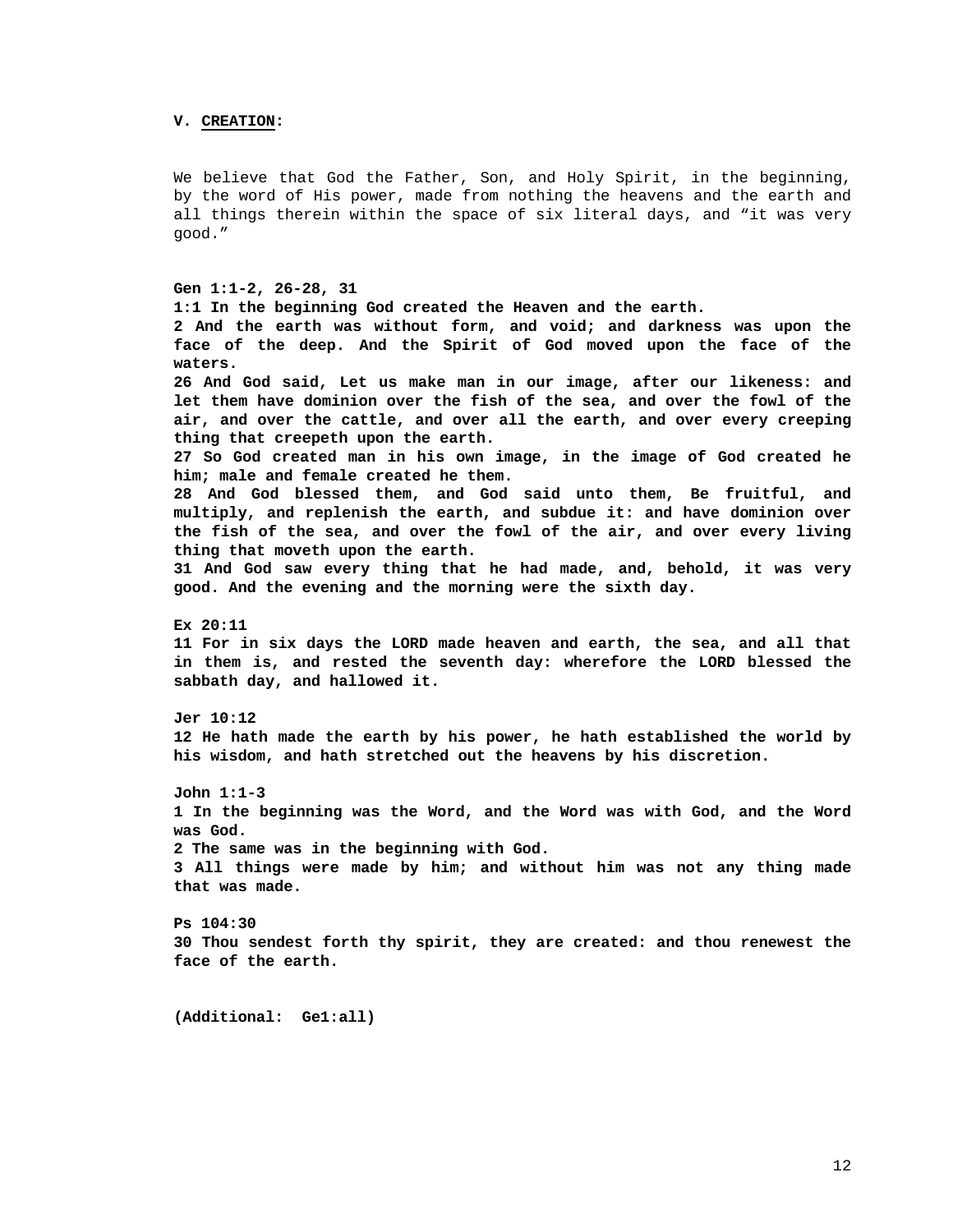## V. CREATION:

We believe that God the Father, Son, and Holy Spirit, in the beginning, by the word of His power, made from nothing the heavens and the earth and all things therein within the space of six literal days, and “it was very good.”

**Gen 1:1-2, 26-28, 31**
**1:1 In the beginning God created the Heaven and the earth.**
**2 And the earth was without form, and void; and darkness was upon the face of the deep. And the Spirit of God moved upon the face of the waters.**
**26 And God said, Let us make man in our image, after our likeness: and let them have dominion over the fish of the sea, and over the fowl of the air, and over the cattle, and over all the earth, and over every creeping thing that creepeth upon the earth.**
**27 So God created man in his own image, in the image of God created he him; male and female created he them.**
**28 And God blessed them, and God said unto them, Be fruitful, and multiply, and replenish the earth, and subdue it: and have dominion over the fish of the sea, and over the fowl of the air, and over every living thing that moveth upon the earth.**
**31 And God saw every thing that he had made, and, behold, it was very good. And the evening and the morning were the sixth day.**

**Ex 20:11**
**11 For in six days the LORD made heaven and earth, the sea, and all that in them is, and rested the seventh day: wherefore the LORD blessed the sabbath day, and hallowed it.**

**Jer 10:12**
**12 He hath made the earth by his power, he hath established the world by his wisdom, and hath stretched out the heavens by his discretion.**

**John 1:1-3**
**1 In the beginning was the Word, and the Word was with God, and the Word was God.**
**2 The same was in the beginning with God.**
**3 All things were made by him; and without him was not any thing made that was made.**

**Ps 104:30**
**30 Thou sendest forth thy spirit, they are created: and thou renewest the face of the earth.**

**(Additional: Ge1:all)**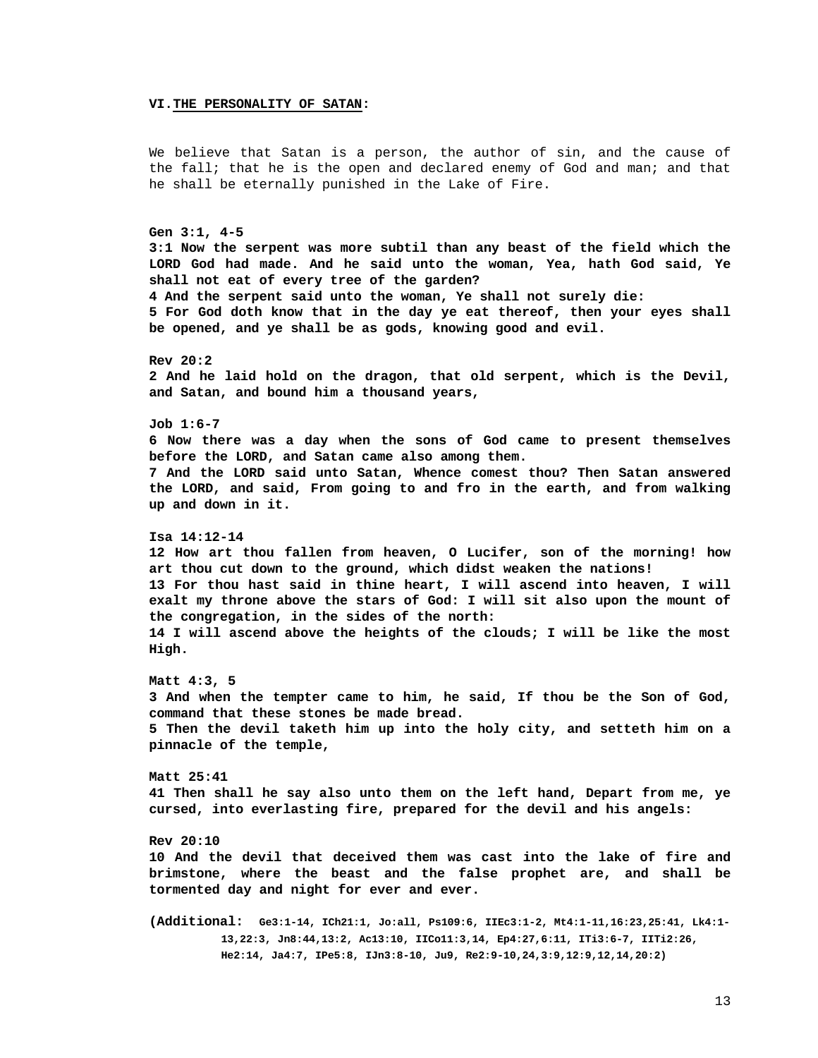## VI. THE PERSONALITY OF SATAN:

We believe that Satan is a person, the author of sin, and the cause of the fall; that he is the open and declared enemy of God and man; and that he shall be eternally punished in the Lake of Fire.

**Gen 3:1, 4-5**
**3:1 Now the serpent was more subtil than any beast of the field which the LORD God had made. And he said unto the woman, Yea, hath God said, Ye shall not eat of every tree of the garden?**
**4 And the serpent said unto the woman, Ye shall not surely die:**
**5 For God doth know that in the day ye eat thereof, then your eyes shall be opened, and ye shall be as gods, knowing good and evil.**

**Rev 20:2**
**2 And he laid hold on the dragon, that old serpent, which is the Devil, and Satan, and bound him a thousand years,**

**Job 1:6-7**
**6 Now there was a day when the sons of God came to present themselves before the LORD, and Satan came also among them.**
**7 And the LORD said unto Satan, Whence comest thou? Then Satan answered the LORD, and said, From going to and fro in the earth, and from walking up and down in it.**

**Isa 14:12-14**
**12 How art thou fallen from heaven, O Lucifer, son of the morning! how art thou cut down to the ground, which didst weaken the nations!**
**13 For thou hast said in thine heart, I will ascend into heaven, I will exalt my throne above the stars of God: I will sit also upon the mount of the congregation, in the sides of the north:**
**14 I will ascend above the heights of the clouds; I will be like the most High.**

**Matt 4:3, 5**
**3 And when the tempter came to him, he said, If thou be the Son of God, command that these stones be made bread.**
**5 Then the devil taketh him up into the holy city, and setteth him on a pinnacle of the temple,**

**Matt 25:41**
**41 Then shall he say also unto them on the left hand, Depart from me, ye cursed, into everlasting fire, prepared for the devil and his angels:**

**Rev 20:10**
**10 And the devil that deceived them was cast into the lake of fire and brimstone, where the beast and the false prophet are, and shall be tormented day and night for ever and ever.**

**(Additional: Ge3:1-14, ICh21:1, Jo:all, Ps109:6, IIEc3:1-2, Mt4:1-11,16:23,25:41, Lk4:1-13,22:3, Jn8:44,13:2, Ac13:10, IICo11:3,14, Ep4:27,6:11, ITi3:6-7, IITi2:26, He2:14, Ja4:7, IPe5:8, IJn3:8-10, Ju9, Re2:9-10,24,3:9,12:9,12,14,20:2)**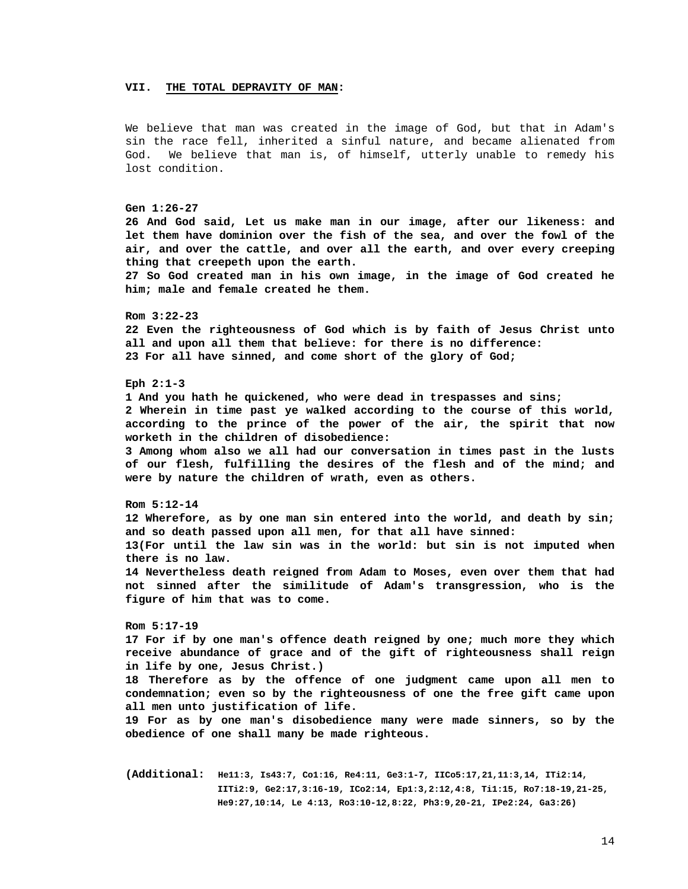## VII. THE TOTAL DEPRAVITY OF MAN:

We believe that man was created in the image of God, but that in Adam's sin the race fell, inherited a sinful nature, and became alienated from God. We believe that man is, of himself, utterly unable to remedy his lost condition.

**Gen 1:26-27**
**26 And God said, Let us make man in our image, after our likeness: and let them have dominion over the fish of the sea, and over the fowl of the air, and over the cattle, and over all the earth, and over every creeping thing that creepeth upon the earth.**
**27 So God created man in his own image, in the image of God created he him; male and female created he them.**

**Rom 3:22-23**
**22 Even the righteousness of God which is by faith of Jesus Christ unto all and upon all them that believe: for there is no difference:**
**23 For all have sinned, and come short of the glory of God;**

**Eph 2:1-3**
**1 And you hath he quickened, who were dead in trespasses and sins;**
**2 Wherein in time past ye walked according to the course of this world, according to the prince of the power of the air, the spirit that now worketh in the children of disobedience:**
**3 Among whom also we all had our conversation in times past in the lusts of our flesh, fulfilling the desires of the flesh and of the mind; and were by nature the children of wrath, even as others.**

**Rom 5:12-14**
**12 Wherefore, as by one man sin entered into the world, and death by sin; and so death passed upon all men, for that all have sinned:**
**13(For until the law sin was in the world: but sin is not imputed when there is no law.**
**14 Nevertheless death reigned from Adam to Moses, even over them that had not sinned after the similitude of Adam's transgression, who is the figure of him that was to come.**

**Rom 5:17-19**
**17 For if by one man's offence death reigned by one; much more they which receive abundance of grace and of the gift of righteousness shall reign in life by one, Jesus Christ.)**
**18 Therefore as by the offence of one judgment came upon all men to condemnation; even so by the righteousness of one the free gift came upon all men unto justification of life.**
**19 For as by one man's disobedience many were made sinners, so by the obedience of one shall many be made righteous.**

**(Additional: He11:3, Is43:7, Co1:16, Re4:11, Ge3:1-7, IICo5:17,21,11:3,14, ITi2:14, IITi2:9, Ge2:17,3:16-19, ICo2:14, Ep1:3,2:12,4:8, Ti1:15, Ro7:18-19,21-25, He9:27,10:14, Le 4:13, Ro3:10-12,8:22, Ph3:9,20-21, IPe2:24, Ga3:26)**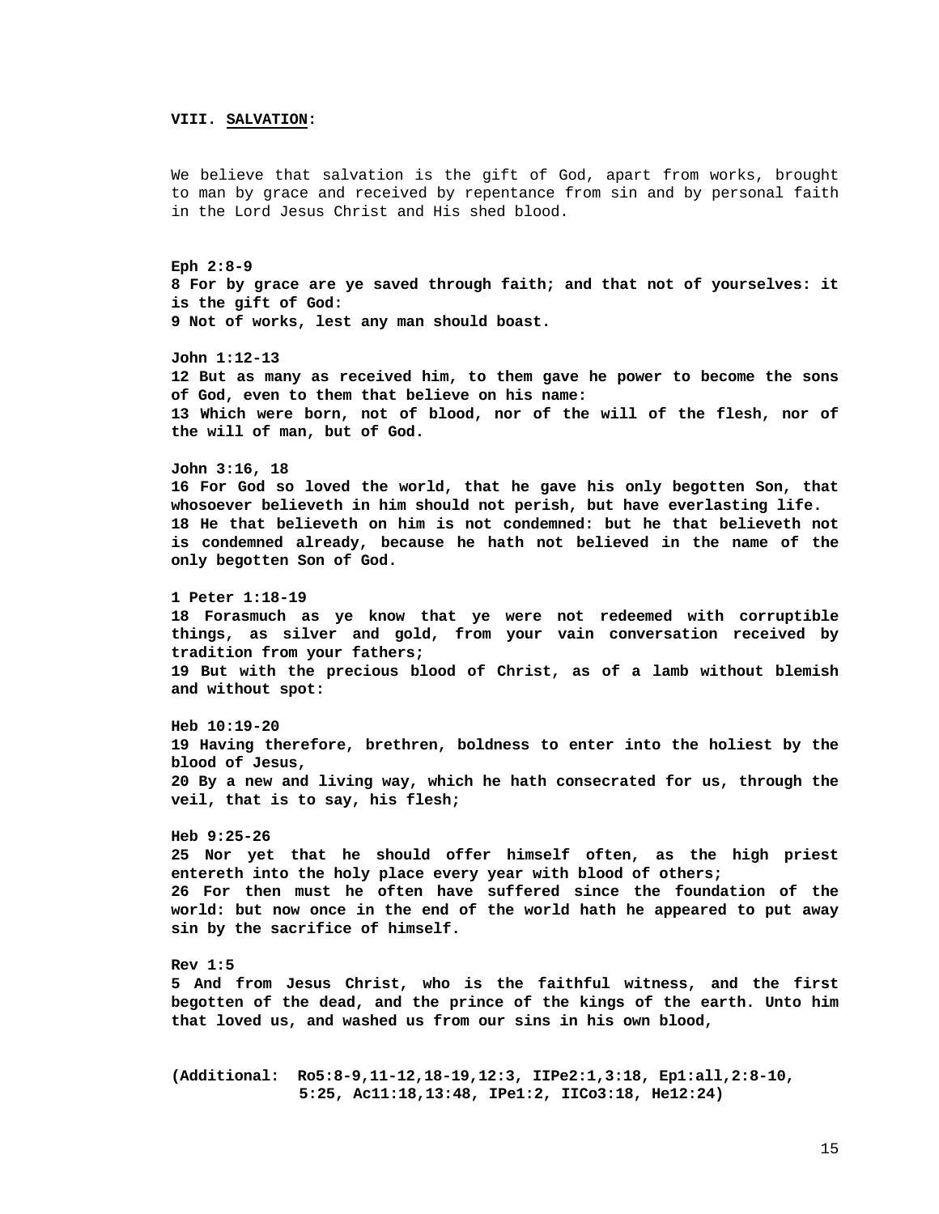### VIII. SALVATION:

We believe that salvation is the gift of God, apart from works, brought to man by grace and received by repentance from sin and by personal faith in the Lord Jesus Christ and His shed blood.

**Eph 2:8-9**
**8 For by grace are ye saved through faith; and that not of yourselves: it is the gift of God:**
**9 Not of works, lest any man should boast.**

**John 1:12-13**
**12 But as many as received him, to them gave he power to become the sons of God, even to them that believe on his name:**
**13 Which were born, not of blood, nor of the will of the flesh, nor of the will of man, but of God.**

**John 3:16, 18**
**16 For God so loved the world, that he gave his only begotten Son, that whosoever believeth in him should not perish, but have everlasting life.**
**18 He that believeth on him is not condemned: but he that believeth not is condemned already, because he hath not believed in the name of the only begotten Son of God.**

**1 Peter 1:18-19**
**18 Forasmuch as ye know that ye were not redeemed with corruptible things, as silver and gold, from your vain conversation received by tradition from your fathers;**
**19 But with the precious blood of Christ, as of a lamb without blemish and without spot:**

**Heb 10:19-20**
**19 Having therefore, brethren, boldness to enter into the holiest by the blood of Jesus,**
**20 By a new and living way, which he hath consecrated for us, through the veil, that is to say, his flesh;**

**Heb 9:25-26**
**25 Nor yet that he should offer himself often, as the high priest entereth into the holy place every year with blood of others;**
**26 For then must he often have suffered since the foundation of the world: but now once in the end of the world hath he appeared to put away sin by the sacrifice of himself.**

**Rev 1:5**
**5 And from Jesus Christ, who is the faithful witness, and the first begotten of the dead, and the prince of the kings of the earth. Unto him that loved us, and washed us from our sins in his own blood,**

**(Additional: Ro5:8-9,11-12,18-19,12:3, IIPe2:1,3:18, Ep1:all,2:8-10, 5:25, Ac11:18,13:48, IPe1:2, IICo3:18, He12:24)**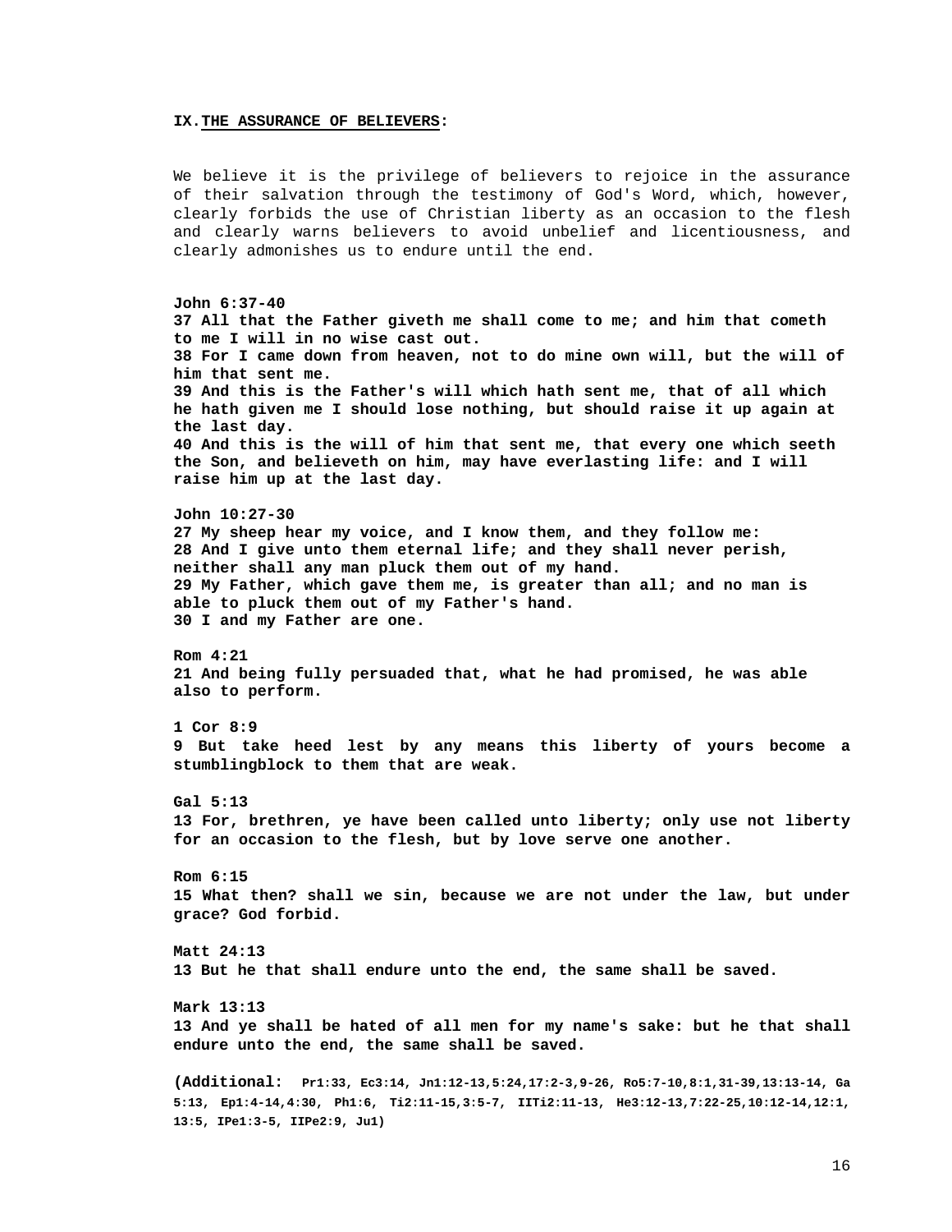## IX. THE ASSURANCE OF BELIEVERS:

We believe it is the privilege of believers to rejoice in the assurance of their salvation through the testimony of God's Word, which, however, clearly forbids the use of Christian liberty as an occasion to the flesh and clearly warns believers to avoid unbelief and licentiousness, and clearly admonishes us to endure until the end.

**John 6:37-40**
**37 All that the Father giveth me shall come to me; and him that cometh to me I will in no wise cast out.**
**38 For I came down from heaven, not to do mine own will, but the will of him that sent me.**
**39 And this is the Father's will which hath sent me, that of all which he hath given me I should lose nothing, but should raise it up again at the last day.**
**40 And this is the will of him that sent me, that every one which seeth the Son, and believeth on him, may have everlasting life: and I will raise him up at the last day.**

**John 10:27-30**
**27 My sheep hear my voice, and I know them, and they follow me:**
**28 And I give unto them eternal life; and they shall never perish, neither shall any man pluck them out of my hand.**
**29 My Father, which gave them me, is greater than all; and no man is able to pluck them out of my Father's hand.**
**30 I and my Father are one.**

**Rom 4:21**
**21 And being fully persuaded that, what he had promised, he was able also to perform.**

**1 Cor 8:9**
**9 But take heed lest by any means this liberty of yours become a stumblingblock to them that are weak.**

**Gal 5:13**
**13 For, brethren, ye have been called unto liberty; only use not liberty for an occasion to the flesh, but by love serve one another.**

**Rom 6:15**
**15 What then? shall we sin, because we are not under the law, but under grace? God forbid.**

**Matt 24:13**
**13 But he that shall endure unto the end, the same shall be saved.**

**Mark 13:13**
**13 And ye shall be hated of all men for my name's sake: but he that shall endure unto the end, the same shall be saved.**

**(Additional: Pr1:33, Ec3:14, Jn1:12-13,5:24,17:2-3,9-26, Ro5:7-10,8:1,31-39,13:13-14, Ga 5:13, Ep1:4-14,4:30, Ph1:6, Ti2:11-15,3:5-7, IITi2:11-13, He3:12-13,7:22-25,10:12-14,12:1, 13:5, IPe1:3-5, IIPe2:9, Ju1)**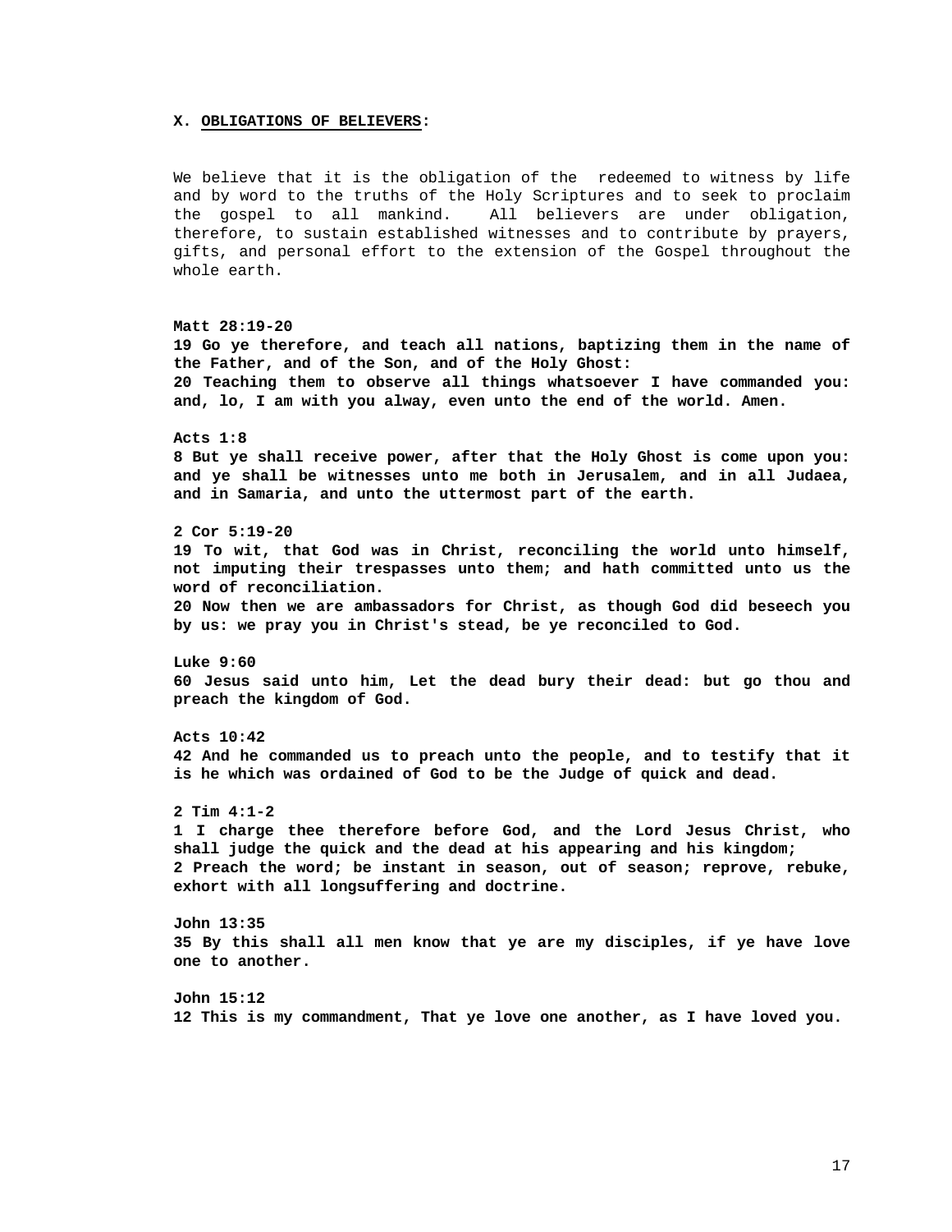## X. **OBLIGATIONS OF BELIEVERS:**

We believe that it is the obligation of the redeemed to witness by life and by word to the truths of the Holy Scriptures and to seek to proclaim the gospel to all mankind. All believers are under obligation, therefore, to sustain established witnesses and to contribute by prayers, gifts, and personal effort to the extension of the Gospel throughout the whole earth.

**Matt 28:19-20**
**19 Go ye therefore, and teach all nations, baptizing them in the name of the Father, and of the Son, and of the Holy Ghost:**
**20 Teaching them to observe all things whatsoever I have commanded you: and, lo, I am with you alway, even unto the end of the world. Amen.**

**Acts 1:8**
**8 But ye shall receive power, after that the Holy Ghost is come upon you: and ye shall be witnesses unto me both in Jerusalem, and in all Judaea, and in Samaria, and unto the uttermost part of the earth.**

**2 Cor 5:19-20**
**19 To wit, that God was in Christ, reconciling the world unto himself, not imputing their trespasses unto them; and hath committed unto us the word of reconciliation.**
**20 Now then we are ambassadors for Christ, as though God did beseech you by us: we pray you in Christ's stead, be ye reconciled to God.**

**Luke 9:60**
**60 Jesus said unto him, Let the dead bury their dead: but go thou and preach the kingdom of God.**

**Acts 10:42**
**42 And he commanded us to preach unto the people, and to testify that it is he which was ordained of God to be the Judge of quick and dead.**

**2 Tim 4:1-2**
**1 I charge thee therefore before God, and the Lord Jesus Christ, who shall judge the quick and the dead at his appearing and his kingdom;**
**2 Preach the word; be instant in season, out of season; reprove, rebuke, exhort with all longsuffering and doctrine.**

**John 13:35**
**35 By this shall all men know that ye are my disciples, if ye have love one to another.**

**John 15:12**
**12 This is my commandment, That ye love one another, as I have loved you.**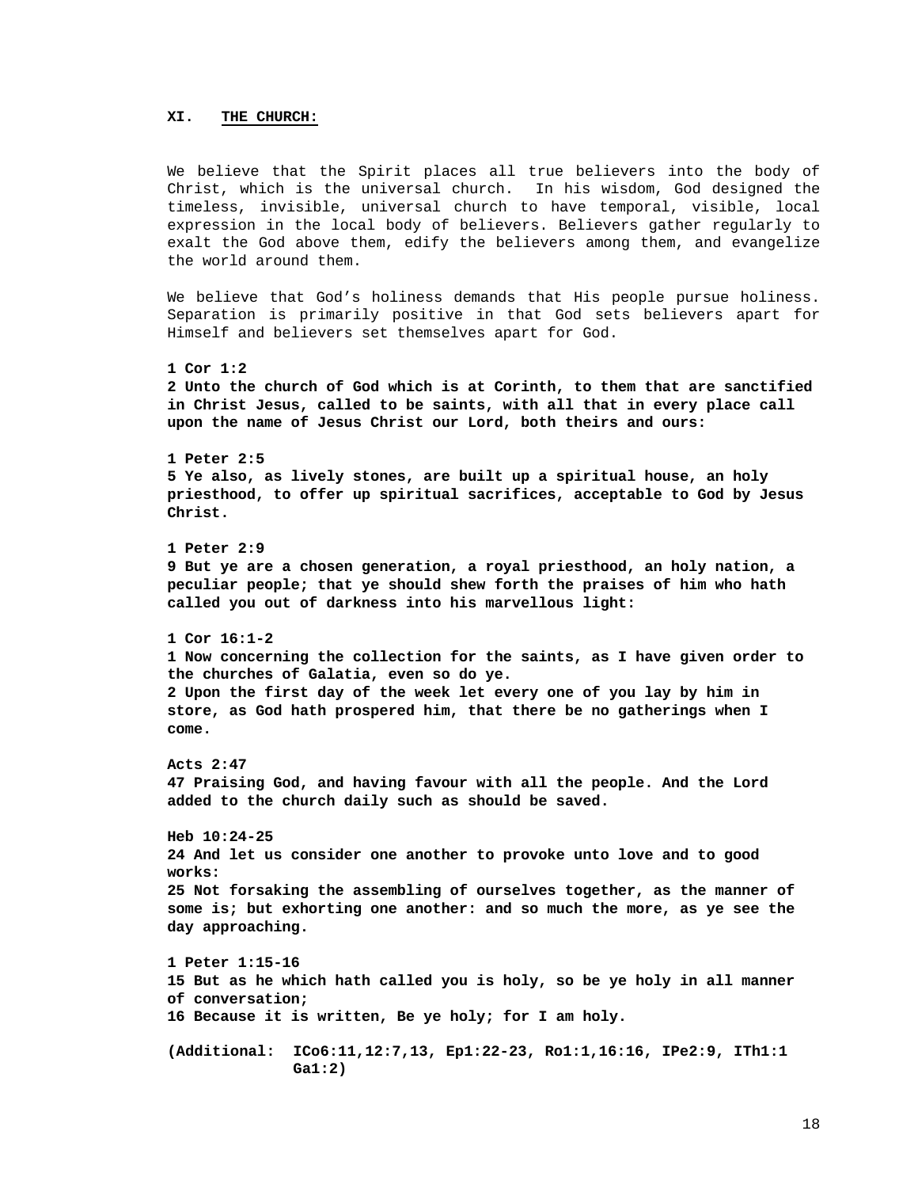## XI. THE CHURCH:

We believe that the Spirit places all true believers into the body of Christ, which is the universal church. In his wisdom, God designed the timeless, invisible, universal church to have temporal, visible, local expression in the local body of believers. Believers gather regularly to exalt the God above them, edify the believers among them, and evangelize the world around them.

We believe that God's holiness demands that His people pursue holiness. Separation is primarily positive in that God sets believers apart for Himself and believers set themselves apart for God.

**1 Cor 1:2**
**2 Unto the church of God which is at Corinth, to them that are sanctified in Christ Jesus, called to be saints, with all that in every place call upon the name of Jesus Christ our Lord, both theirs and ours:**

**1 Peter 2:5**
**5 Ye also, as lively stones, are built up a spiritual house, an holy priesthood, to offer up spiritual sacrifices, acceptable to God by Jesus Christ.**

**1 Peter 2:9**
**9 But ye are a chosen generation, a royal priesthood, an holy nation, a peculiar people; that ye should shew forth the praises of him who hath called you out of darkness into his marvellous light:**

**1 Cor 16:1-2**
**1 Now concerning the collection for the saints, as I have given order to the churches of Galatia, even so do ye.**
**2 Upon the first day of the week let every one of you lay by him in store, as God hath prospered him, that there be no gatherings when I come.**

**Acts 2:47**
**47 Praising God, and having favour with all the people. And the Lord added to the church daily such as should be saved.**

**Heb 10:24-25**
**24 And let us consider one another to provoke unto love and to good works:**
**25 Not forsaking the assembling of ourselves together, as the manner of some is; but exhorting one another: and so much the more, as ye see the day approaching.**

**1 Peter 1:15-16**
**15 But as he which hath called you is holy, so be ye holy in all manner of conversation;**
**16 Because it is written, Be ye holy; for I am holy.**

**(Additional: ICo6:11,12:7,13, Ep1:22-23, Ro1:1,16:16, IPe2:9, ITh1:1 Ga1:2)**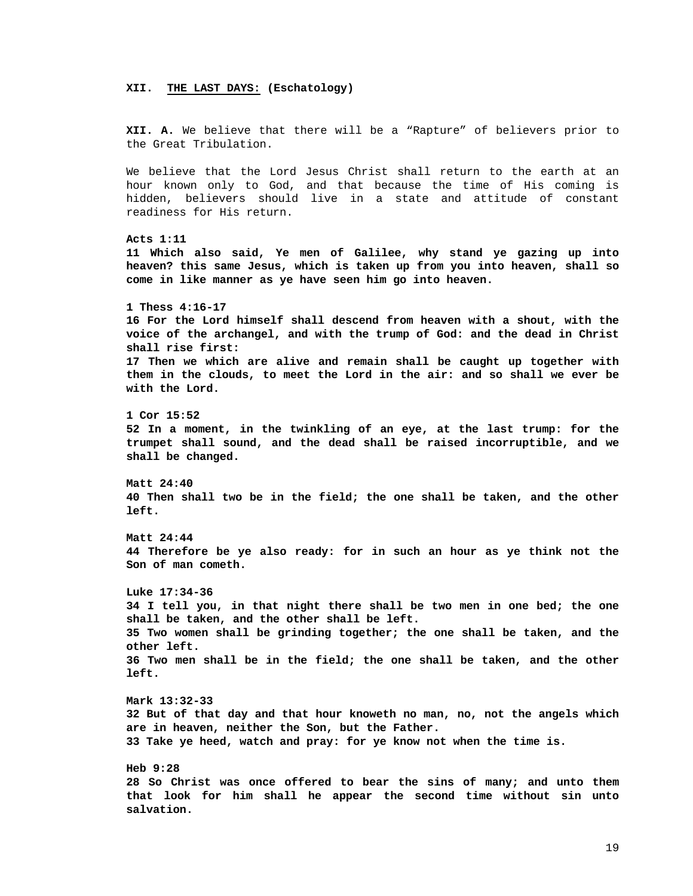## XII. <u>THE LAST DAYS:</u> (Eschatology)

**XII. A.** We believe that there will be a “Rapture” of believers prior to the Great Tribulation.

We believe that the Lord Jesus Christ shall return to the earth at an hour known only to God, and that because the time of His coming is hidden, believers should live in a state and attitude of constant readiness for His return.

**Acts 1:11**
**11 Which also said, Ye men of Galilee, why stand ye gazing up into heaven? this same Jesus, which is taken up from you into heaven, shall so come in like manner as ye have seen him go into heaven.**

**1 Thess 4:16-17**
**16 For the Lord himself shall descend from heaven with a shout, with the voice of the archangel, and with the trump of God: and the dead in Christ shall rise first:**
**17 Then we which are alive and remain shall be caught up together with them in the clouds, to meet the Lord in the air: and so shall we ever be with the Lord.**

**1 Cor 15:52**
**52 In a moment, in the twinkling of an eye, at the last trump: for the trumpet shall sound, and the dead shall be raised incorruptible, and we shall be changed.**

**Matt 24:40**
**40 Then shall two be in the field; the one shall be taken, and the other left.**

**Matt 24:44**
**44 Therefore be ye also ready: for in such an hour as ye think not the Son of man cometh.**

**Luke 17:34-36**
**34 I tell you, in that night there shall be two men in one bed; the one shall be taken, and the other shall be left.**
**35 Two women shall be grinding together; the one shall be taken, and the other left.**
**36 Two men shall be in the field; the one shall be taken, and the other left.**

**Mark 13:32-33**
**32 But of that day and that hour knoweth no man, no, not the angels which are in heaven, neither the Son, but the Father.**
**33 Take ye heed, watch and pray: for ye know not when the time is.**

**Heb 9:28**
**28 So Christ was once offered to bear the sins of many; and unto them that look for him shall he appear the second time without sin unto salvation.**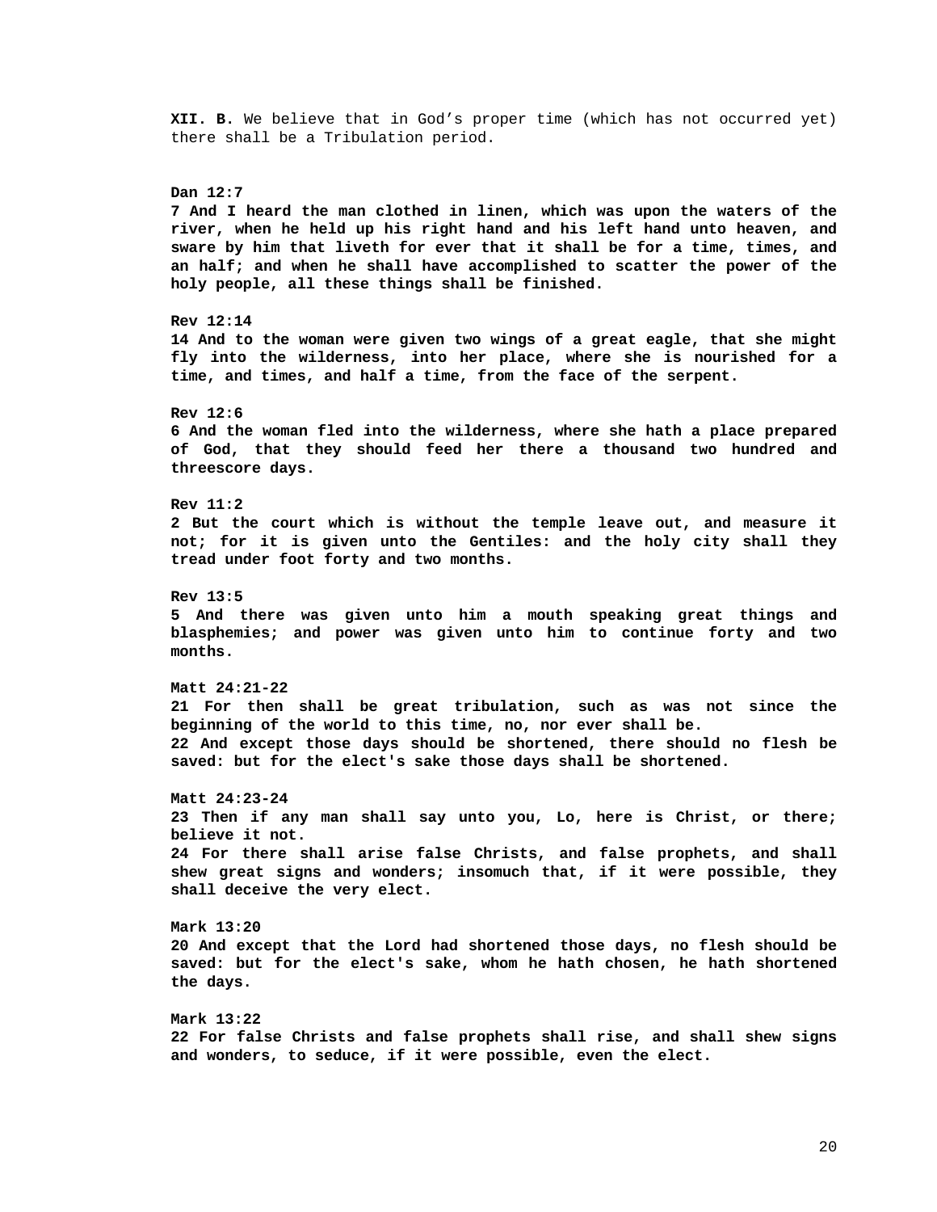**XII. B.** We believe that in God’s proper time (which has not occurred yet) there shall be a Tribulation period.

**Dan 12:7**
**7 And I heard the man clothed in linen, which was upon the waters of the river, when he held up his right hand and his left hand unto heaven, and sware by him that liveth for ever that it shall be for a time, times, and an half; and when he shall have accomplished to scatter the power of the holy people, all these things shall be finished.**

**Rev 12:14**
**14 And to the woman were given two wings of a great eagle, that she might fly into the wilderness, into her place, where she is nourished for a time, and times, and half a time, from the face of the serpent.**

**Rev 12:6**
**6 And the woman fled into the wilderness, where she hath a place prepared of God, that they should feed her there a thousand two hundred and threescore days.**

**Rev 11:2**
**2 But the court which is without the temple leave out, and measure it not; for it is given unto the Gentiles: and the holy city shall they tread under foot forty and two months.**

**Rev 13:5**
**5 And there was given unto him a mouth speaking great things and blasphemies; and power was given unto him to continue forty and two months.**

**Matt 24:21-22**
**21 For then shall be great tribulation, such as was not since the beginning of the world to this time, no, nor ever shall be.**
**22 And except those days should be shortened, there should no flesh be saved: but for the elect's sake those days shall be shortened.**

**Matt 24:23-24**
**23 Then if any man shall say unto you, Lo, here is Christ, or there; believe it not.**
**24 For there shall arise false Christs, and false prophets, and shall shew great signs and wonders; insomuch that, if it were possible, they shall deceive the very elect.**

**Mark 13:20**
**20 And except that the Lord had shortened those days, no flesh should be saved: but for the elect's sake, whom he hath chosen, he hath shortened the days.**

**Mark 13:22**
**22 For false Christs and false prophets shall rise, and shall shew signs and wonders, to seduce, if it were possible, even the elect.**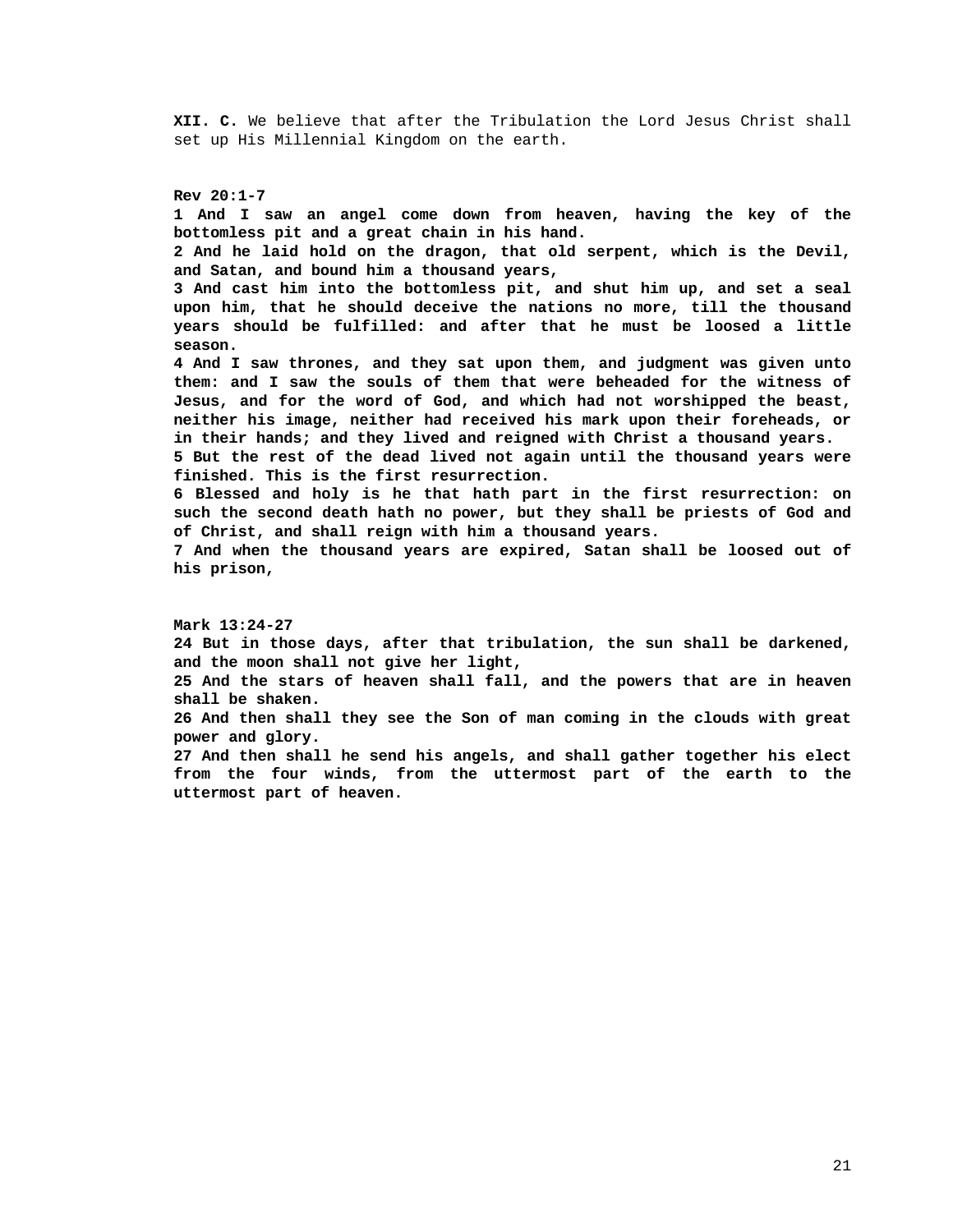**XII. C.** We believe that after the Tribulation the Lord Jesus Christ shall set up His Millennial Kingdom on the earth.

**Rev 20:1-7**

**1 And I saw an angel come down from heaven, having the key of the bottomless pit and a great chain in his hand.**
**2 And he laid hold on the dragon, that old serpent, which is the Devil, and Satan, and bound him a thousand years,**
**3 And cast him into the bottomless pit, and shut him up, and set a seal upon him, that he should deceive the nations no more, till the thousand years should be fulfilled: and after that he must be loosed a little season.**
**4 And I saw thrones, and they sat upon them, and judgment was given unto them: and I saw the souls of them that were beheaded for the witness of Jesus, and for the word of God, and which had not worshipped the beast, neither his image, neither had received his mark upon their foreheads, or in their hands; and they lived and reigned with Christ a thousand years.**
**5 But the rest of the dead lived not again until the thousand years were finished. This is the first resurrection.**
**6 Blessed and holy is he that hath part in the first resurrection: on such the second death hath no power, but they shall be priests of God and of Christ, and shall reign with him a thousand years.**
**7 And when the thousand years are expired, Satan shall be loosed out of his prison,**

**Mark 13:24-27**

**24 But in those days, after that tribulation, the sun shall be darkened, and the moon shall not give her light,**
**25 And the stars of heaven shall fall, and the powers that are in heaven shall be shaken.**
**26 And then shall they see the Son of man coming in the clouds with great power and glory.**
**27 And then shall he send his angels, and shall gather together his elect from the four winds, from the uttermost part of the earth to the uttermost part of heaven.**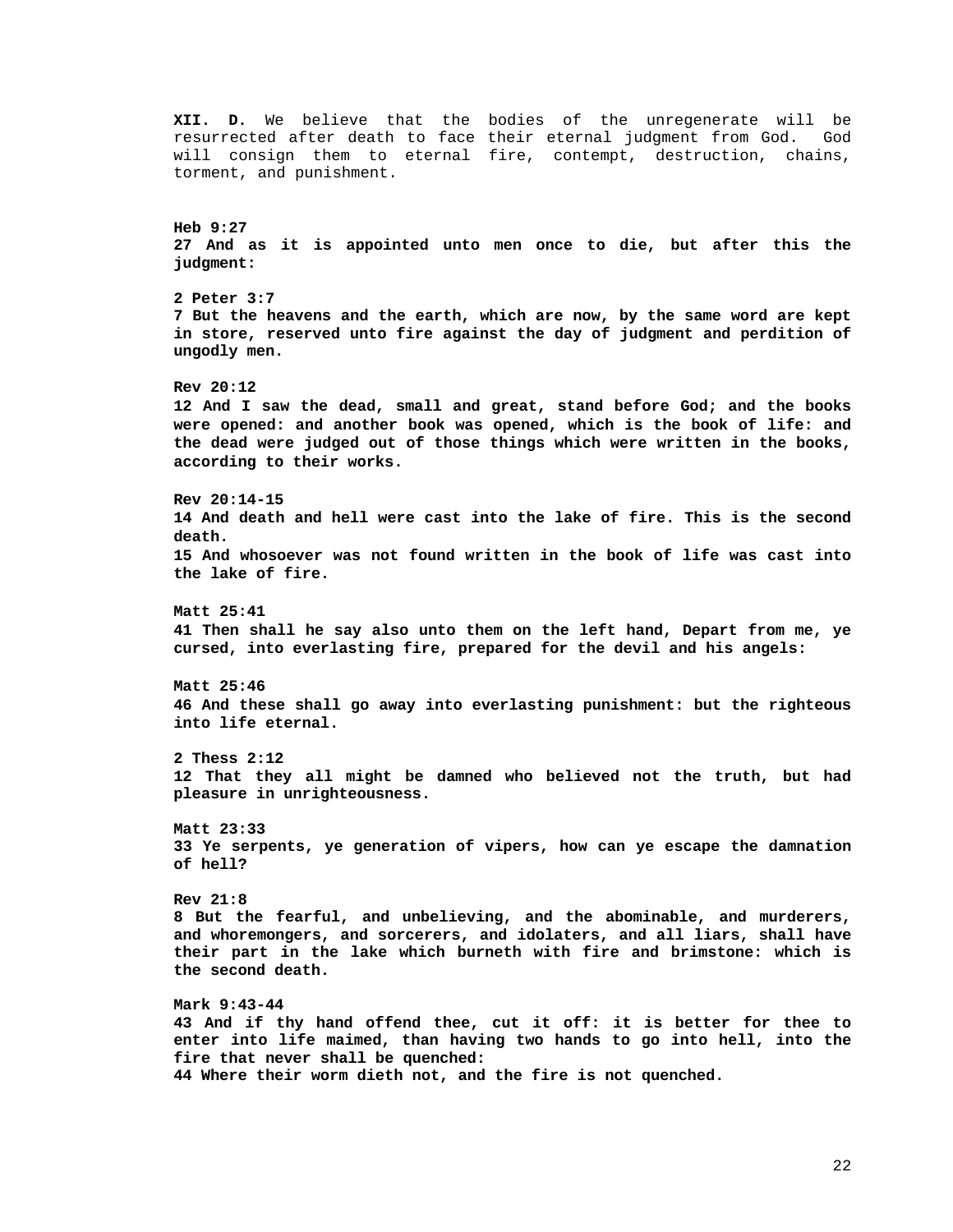**XII. D.** We believe that the bodies of the unregenerate will be resurrected after death to face their eternal judgment from God. God will consign them to eternal fire, contempt, destruction, chains, torment, and punishment.

**Heb 9:27**
**27 And as it is appointed unto men once to die, but after this the judgment:**

**2 Peter 3:7**
**7 But the heavens and the earth, which are now, by the same word are kept in store, reserved unto fire against the day of judgment and perdition of ungodly men.**

**Rev 20:12**
**12 And I saw the dead, small and great, stand before God; and the books were opened: and another book was opened, which is the book of life: and the dead were judged out of those things which were written in the books, according to their works.**

**Rev 20:14-15**
**14 And death and hell were cast into the lake of fire. This is the second death.**
**15 And whosoever was not found written in the book of life was cast into the lake of fire.**

**Matt 25:41**
**41 Then shall he say also unto them on the left hand, Depart from me, ye cursed, into everlasting fire, prepared for the devil and his angels:**

**Matt 25:46**
**46 And these shall go away into everlasting punishment: but the righteous into life eternal.**

**2 Thess 2:12**
**12 That they all might be damned who believed not the truth, but had pleasure in unrighteousness.**

**Matt 23:33**
**33 Ye serpents, ye generation of vipers, how can ye escape the damnation of hell?**

**Rev 21:8**
**8 But the fearful, and unbelieving, and the abominable, and murderers, and whoremongers, and sorcerers, and idolaters, and all liars, shall have their part in the lake which burneth with fire and brimstone: which is the second death.**

**Mark 9:43-44**
**43 And if thy hand offend thee, cut it off: it is better for thee to enter into life maimed, than having two hands to go into hell, into the fire that never shall be quenched:**
**44 Where their worm dieth not, and the fire is not quenched.**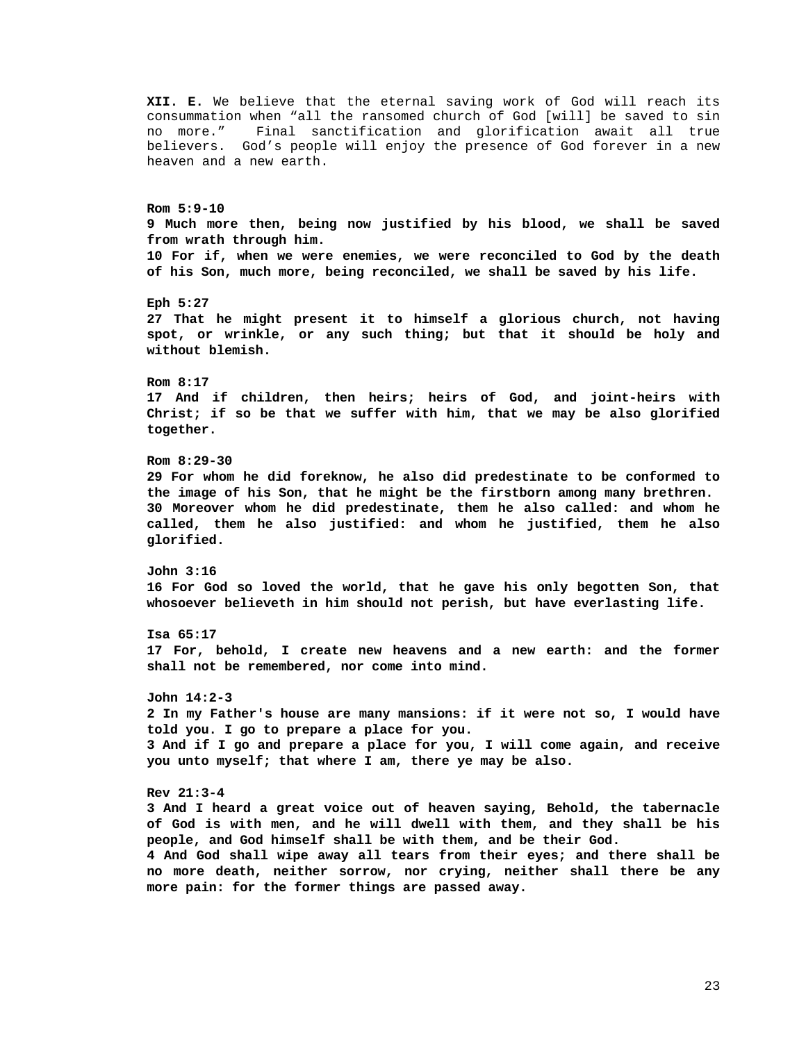**XII. E.** We believe that the eternal saving work of God will reach its consummation when "all the ransomed church of God [will] be saved to sin no more." Final sanctification and glorification await all true believers. God's people will enjoy the presence of God forever in a new heaven and a new earth.

**Rom 5:9-10**
**9 Much more then, being now justified by his blood, we shall be saved from wrath through him.**
**10 For if, when we were enemies, we were reconciled to God by the death of his Son, much more, being reconciled, we shall be saved by his life.**

**Eph 5:27**
**27 That he might present it to himself a glorious church, not having spot, or wrinkle, or any such thing; but that it should be holy and without blemish.**

**Rom 8:17**
**17 And if children, then heirs; heirs of God, and joint-heirs with Christ; if so be that we suffer with him, that we may be also glorified together.**

**Rom 8:29-30**
**29 For whom he did foreknow, he also did predestinate to be conformed to the image of his Son, that he might be the firstborn among many brethren.**
**30 Moreover whom he did predestinate, them he also called: and whom he called, them he also justified: and whom he justified, them he also glorified.**

**John 3:16**
**16 For God so loved the world, that he gave his only begotten Son, that whosoever believeth in him should not perish, but have everlasting life.**

**Isa 65:17**
**17 For, behold, I create new heavens and a new earth: and the former shall not be remembered, nor come into mind.**

**John 14:2-3**
**2 In my Father's house are many mansions: if it were not so, I would have told you. I go to prepare a place for you.**
**3 And if I go and prepare a place for you, I will come again, and receive you unto myself; that where I am, there ye may be also.**

**Rev 21:3-4**
**3 And I heard a great voice out of heaven saying, Behold, the tabernacle of God is with men, and he will dwell with them, and they shall be his people, and God himself shall be with them, and be their God.**
**4 And God shall wipe away all tears from their eyes; and there shall be no more death, neither sorrow, nor crying, neither shall there be any more pain: for the former things are passed away.**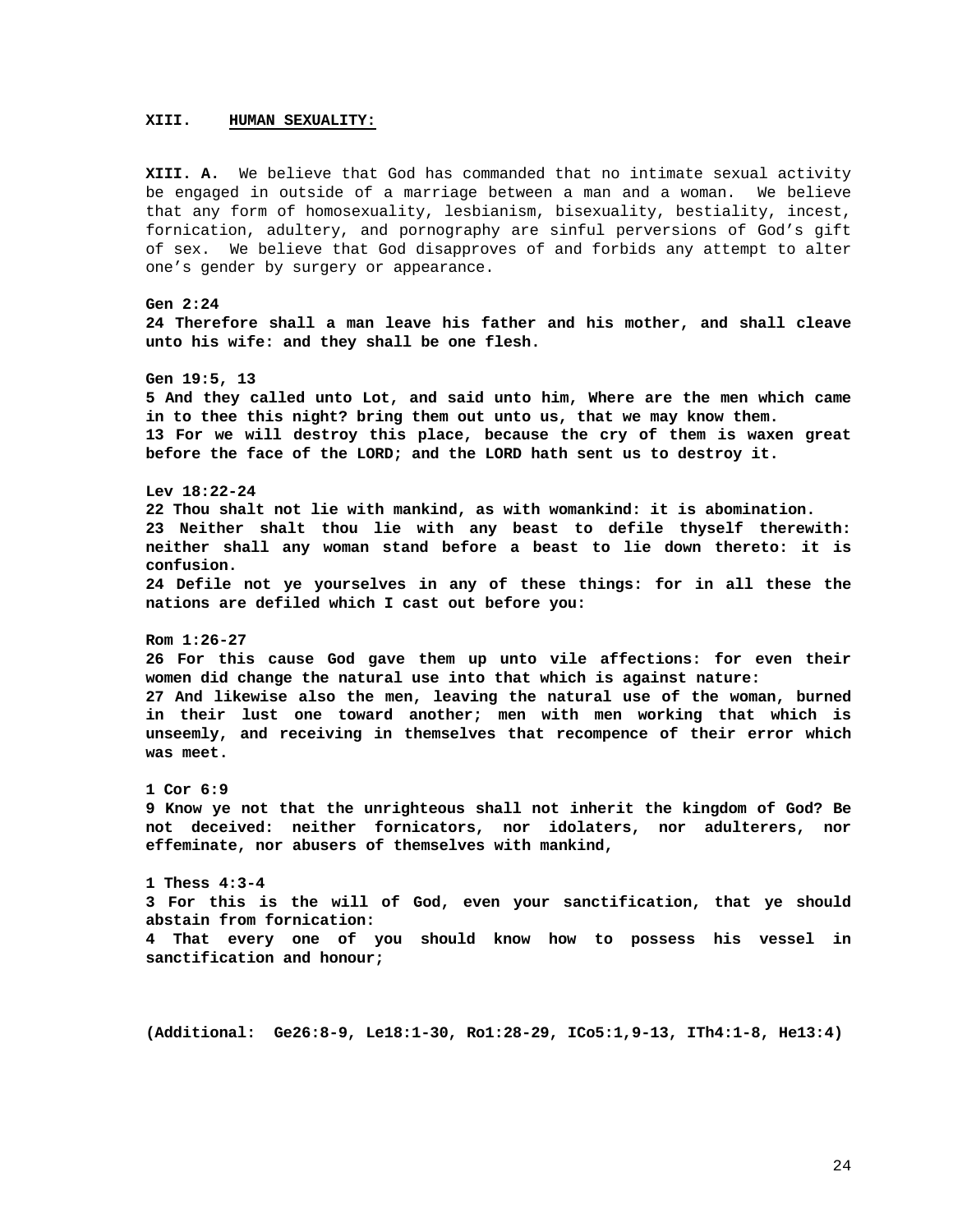**XIII. HUMAN SEXUALITY:**

**XIII. A.** We believe that God has commanded that no intimate sexual activity be engaged in outside of a marriage between a man and a woman. We believe that any form of homosexuality, lesbianism, bisexuality, bestiality, incest, fornication, adultery, and pornography are sinful perversions of God's gift of sex. We believe that God disapproves of and forbids any attempt to alter one's gender by surgery or appearance.

**Gen 2:24**
**24 Therefore shall a man leave his father and his mother, and shall cleave unto his wife: and they shall be one flesh.**

**Gen 19:5, 13**
**5 And they called unto Lot, and said unto him, Where are the men which came in to thee this night? bring them out unto us, that we may know them.**
**13 For we will destroy this place, because the cry of them is waxen great before the face of the LORD; and the LORD hath sent us to destroy it.**

**Lev 18:22-24**
**22 Thou shalt not lie with mankind, as with womankind: it is abomination.**
**23 Neither shalt thou lie with any beast to defile thyself therewith: neither shall any woman stand before a beast to lie down thereto: it is confusion.**
**24 Defile not ye yourselves in any of these things: for in all these the nations are defiled which I cast out before you:**

**Rom 1:26-27**
**26 For this cause God gave them up unto vile affections: for even their women did change the natural use into that which is against nature:**
**27 And likewise also the men, leaving the natural use of the woman, burned in their lust one toward another; men with men working that which is unseemly, and receiving in themselves that recompence of their error which was meet.**

**1 Cor 6:9**
**9 Know ye not that the unrighteous shall not inherit the kingdom of God? Be not deceived: neither fornicators, nor idolaters, nor adulterers, nor effeminate, nor abusers of themselves with mankind,**

**1 Thess 4:3-4**
**3 For this is the will of God, even your sanctification, that ye should abstain from fornication:**
**4 That every one of you should know how to possess his vessel in sanctification and honour;**

**(Additional: Ge26:8-9, Le18:1-30, Ro1:28-29, ICo5:1,9-13, ITh4:1-8, He13:4)**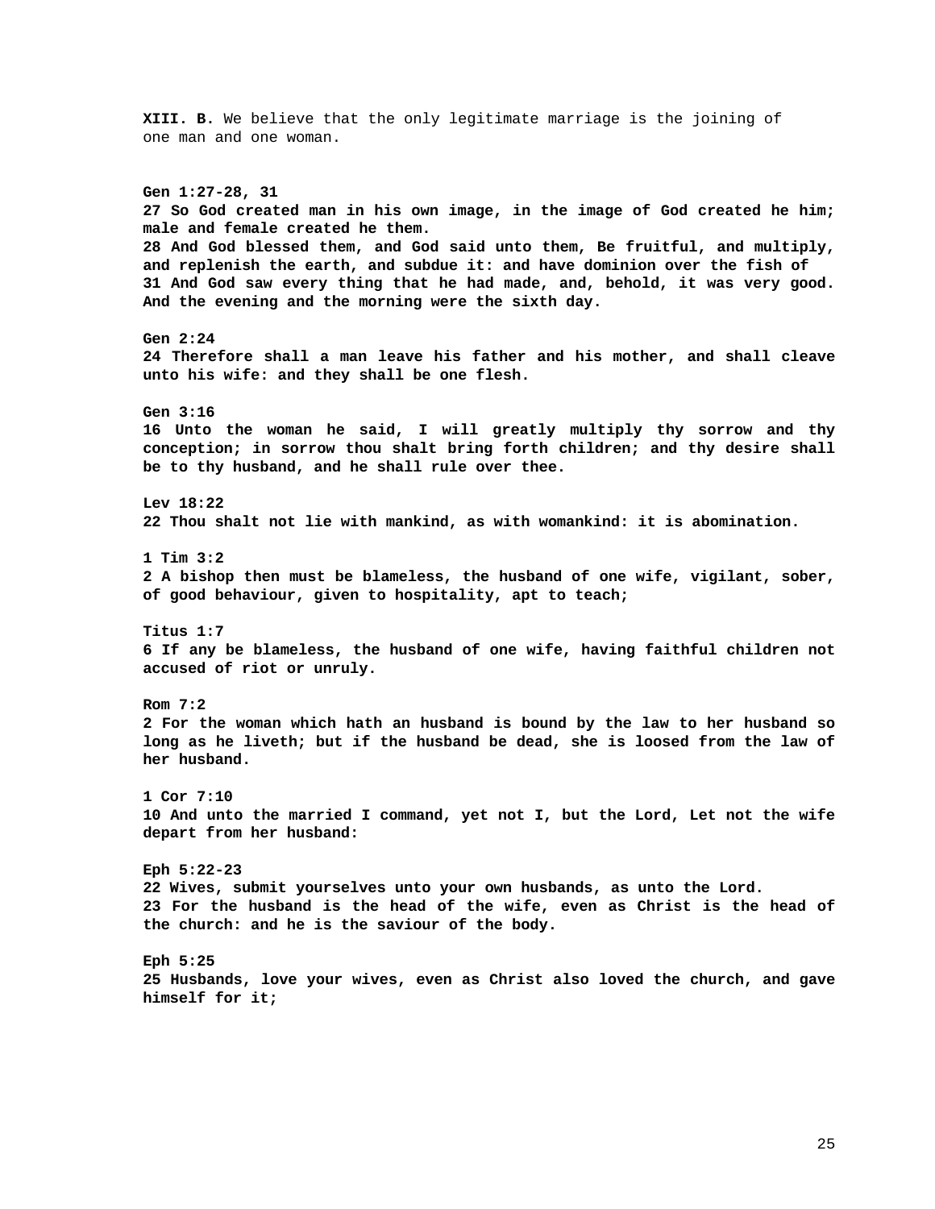**XIII. B.** We believe that the only legitimate marriage is the joining of one man and one woman.

**Gen 1:27-28, 31**
**27 So God created man in his own image, in the image of God created he him; male and female created he them.**
**28 And God blessed them, and God said unto them, Be fruitful, and multiply, and replenish the earth, and subdue it: and have dominion over the fish of**
**31 And God saw every thing that he had made, and, behold, it was very good. And the evening and the morning were the sixth day.**

**Gen 2:24**
**24 Therefore shall a man leave his father and his mother, and shall cleave unto his wife: and they shall be one flesh.**

**Gen 3:16**
**16 Unto the woman he said, I will greatly multiply thy sorrow and thy conception; in sorrow thou shalt bring forth children; and thy desire shall be to thy husband, and he shall rule over thee.**

**Lev 18:22**
**22 Thou shalt not lie with mankind, as with womankind: it is abomination.**

**1 Tim 3:2**
**2 A bishop then must be blameless, the husband of one wife, vigilant, sober, of good behaviour, given to hospitality, apt to teach;**

**Titus 1:7**
**6 If any be blameless, the husband of one wife, having faithful children not accused of riot or unruly.**

**Rom 7:2**
**2 For the woman which hath an husband is bound by the law to her husband so long as he liveth; but if the husband be dead, she is loosed from the law of her husband.**

**1 Cor 7:10**
**10 And unto the married I command, yet not I, but the Lord, Let not the wife depart from her husband:**

**Eph 5:22-23**
**22 Wives, submit yourselves unto your own husbands, as unto the Lord.**
**23 For the husband is the head of the wife, even as Christ is the head of the church: and he is the saviour of the body.**

**Eph 5:25**
**25 Husbands, love your wives, even as Christ also loved the church, and gave himself for it;**